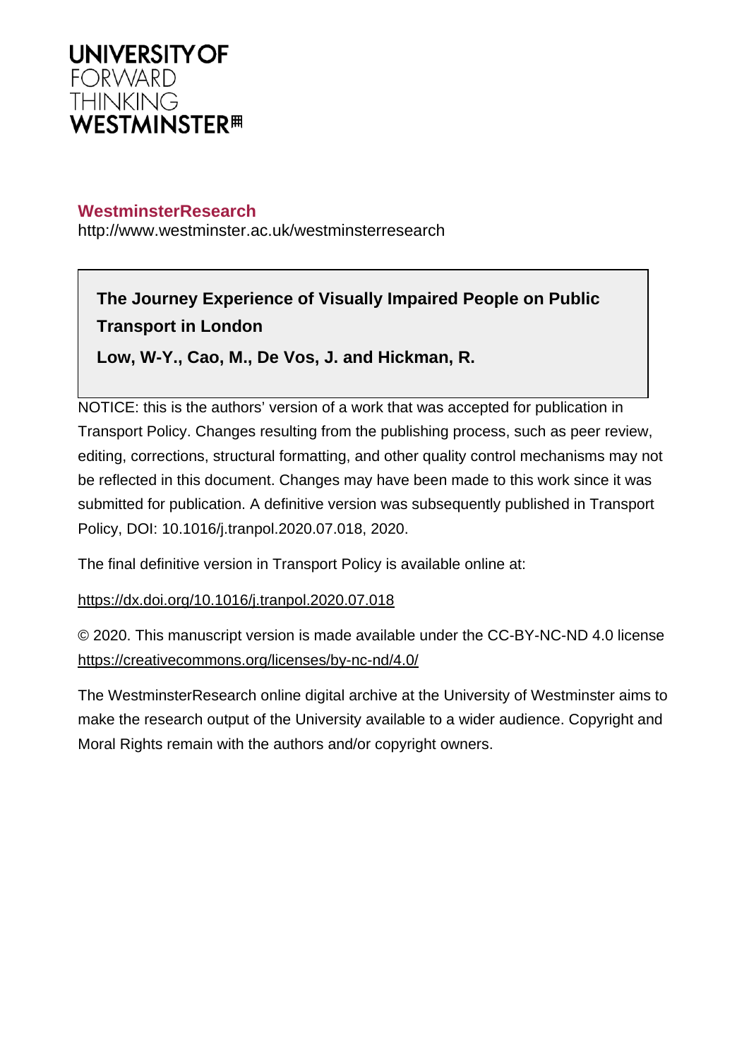**UNIVERSITY OF**
FORWARD
THINKING
**WESTMINSTER**

**WestminsterResearch**

http://www.westminster.ac.uk/westminsterresearch

**The Journey Experience of Visually Impaired People on Public Transport in London**

**Low, W-Y., Cao, M., De Vos, J. and Hickman, R.**

NOTICE: this is the authors' version of a work that was accepted for publication in Transport Policy. Changes resulting from the publishing process, such as peer review, editing, corrections, structural formatting, and other quality control mechanisms may not be reflected in this document. Changes may have been made to this work since it was submitted for publication. A definitive version was subsequently published in Transport Policy, DOI: 10.1016/j.tranpol.2020.07.018, 2020.

The final definitive version in Transport Policy is available online at:

https://dx.doi.org/10.1016/j.tranpol.2020.07.018

© 2020. This manuscript version is made available under the CC-BY-NC-ND 4.0 license https://creativecommons.org/licenses/by-nc-nd/4.0/

The WestminsterResearch online digital archive at the University of Westminster aims to make the research output of the University available to a wider audience. Copyright and Moral Rights remain with the authors and/or copyright owners.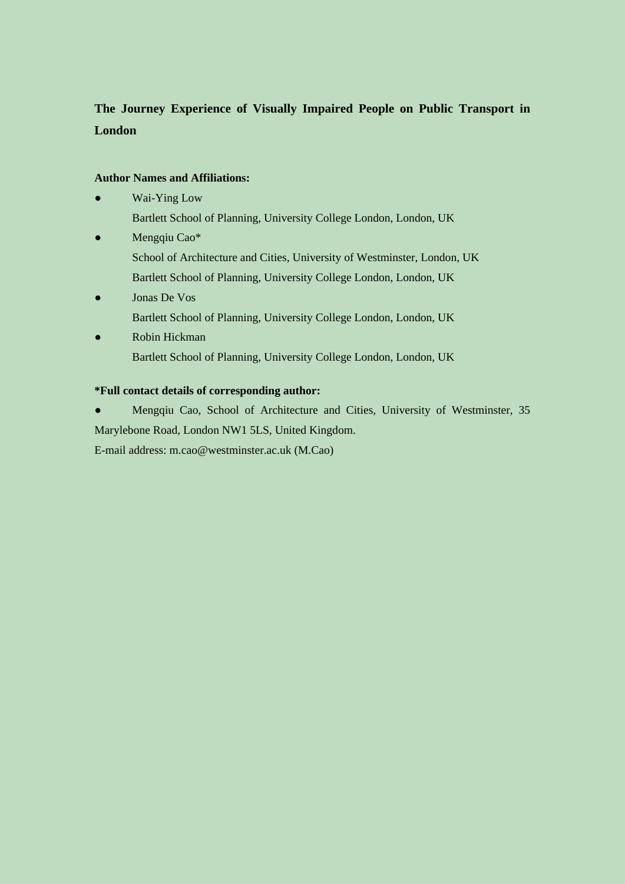**The Journey Experience of Visually Impaired People on Public Transport in London**

**Author Names and Affiliations:**

- Wai-Ying Low
  Bartlett School of Planning, University College London, London, UK
- Mengqiu Cao*
  School of Architecture and Cities, University of Westminster, London, UK
  Bartlett School of Planning, University College London, London, UK
- Jonas De Vos
  Bartlett School of Planning, University College London, London, UK
- Robin Hickman
  Bartlett School of Planning, University College London, London, UK

**\*Full contact details of corresponding author:**

- Mengqiu Cao, School of Architecture and Cities, University of Westminster, 35 Marylebone Road, London NW1 5LS, United Kingdom.

E-mail address: m.cao@westminster.ac.uk (M.Cao)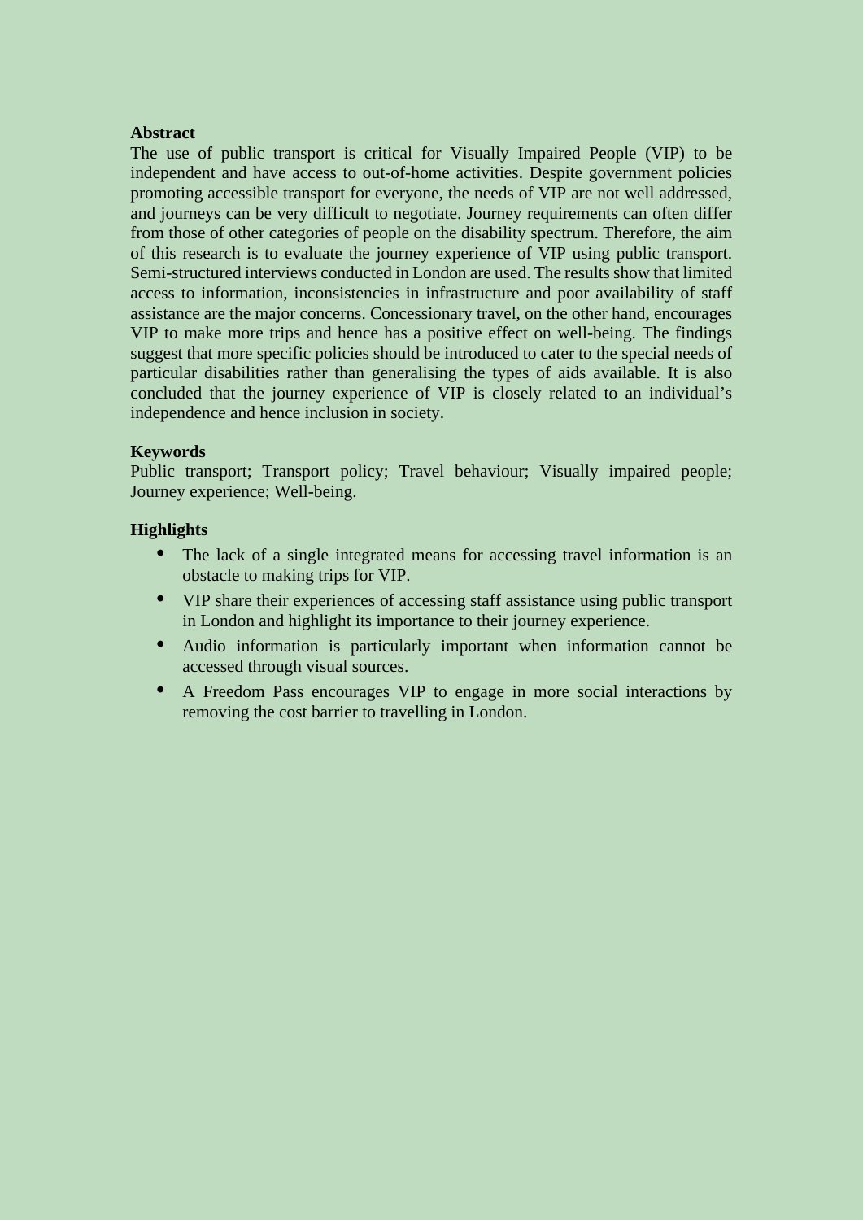## Abstract

The use of public transport is critical for Visually Impaired People (VIP) to be independent and have access to out-of-home activities. Despite government policies promoting accessible transport for everyone, the needs of VIP are not well addressed, and journeys can be very difficult to negotiate. Journey requirements can often differ from those of other categories of people on the disability spectrum. Therefore, the aim of this research is to evaluate the journey experience of VIP using public transport. Semi-structured interviews conducted in London are used. The results show that limited access to information, inconsistencies in infrastructure and poor availability of staff assistance are the major concerns. Concessionary travel, on the other hand, encourages VIP to make more trips and hence has a positive effect on well-being. The findings suggest that more specific policies should be introduced to cater to the special needs of particular disabilities rather than generalising the types of aids available. It is also concluded that the journey experience of VIP is closely related to an individual's independence and hence inclusion in society.

## Keywords

Public transport; Transport policy; Travel behaviour; Visually impaired people; Journey experience; Well-being.

## Highlights

- The lack of a single integrated means for accessing travel information is an obstacle to making trips for VIP.
- VIP share their experiences of accessing staff assistance using public transport in London and highlight its importance to their journey experience.
- Audio information is particularly important when information cannot be accessed through visual sources.
- A Freedom Pass encourages VIP to engage in more social interactions by removing the cost barrier to travelling in London.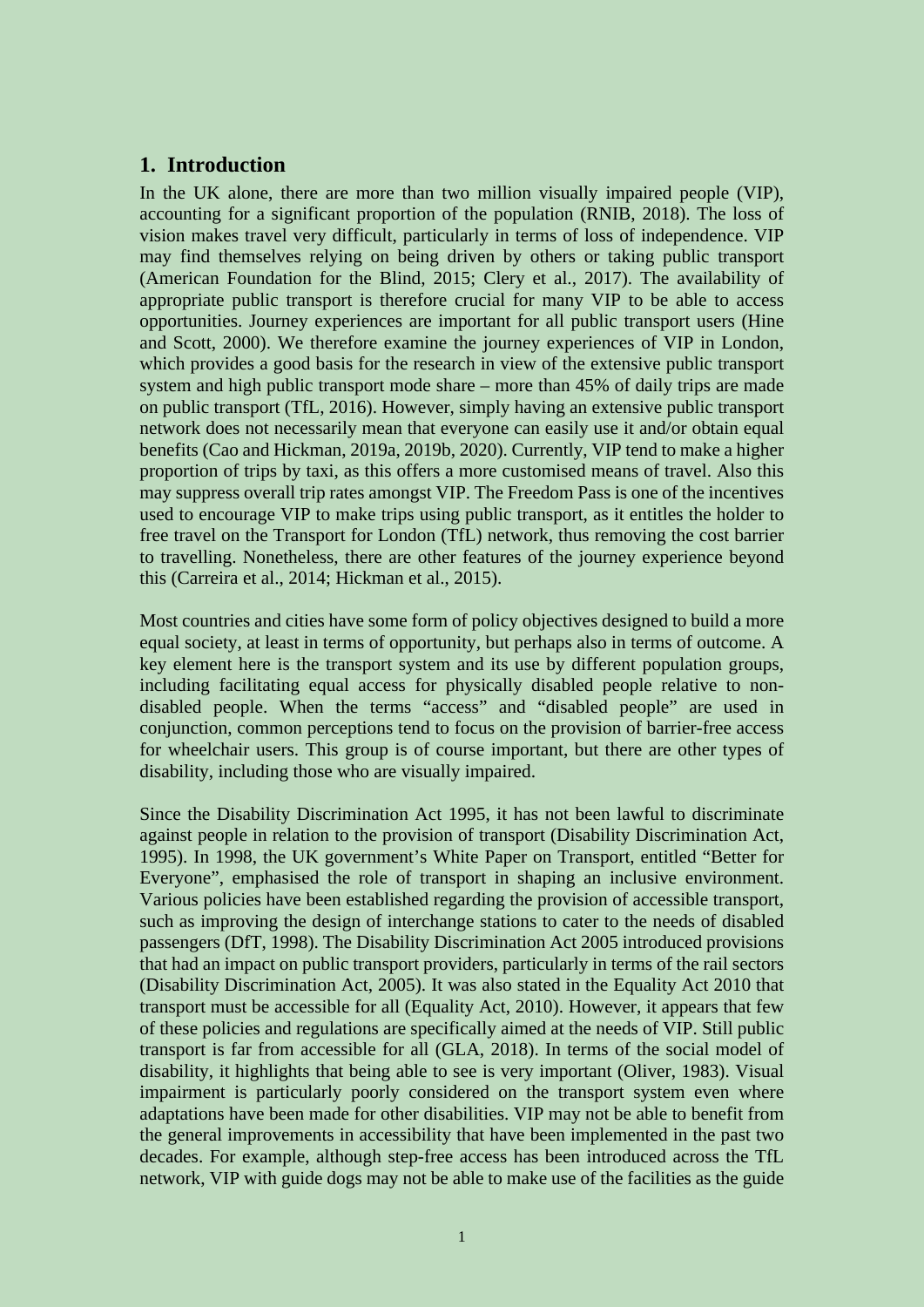## 1. Introduction

In the UK alone, there are more than two million visually impaired people (VIP), accounting for a significant proportion of the population (RNIB, 2018). The loss of vision makes travel very difficult, particularly in terms of loss of independence. VIP may find themselves relying on being driven by others or taking public transport (American Foundation for the Blind, 2015; Clery et al., 2017). The availability of appropriate public transport is therefore crucial for many VIP to be able to access opportunities. Journey experiences are important for all public transport users (Hine and Scott, 2000). We therefore examine the journey experiences of VIP in London, which provides a good basis for the research in view of the extensive public transport system and high public transport mode share – more than 45% of daily trips are made on public transport (TfL, 2016). However, simply having an extensive public transport network does not necessarily mean that everyone can easily use it and/or obtain equal benefits (Cao and Hickman, 2019a, 2019b, 2020). Currently, VIP tend to make a higher proportion of trips by taxi, as this offers a more customised means of travel. Also this may suppress overall trip rates amongst VIP. The Freedom Pass is one of the incentives used to encourage VIP to make trips using public transport, as it entitles the holder to free travel on the Transport for London (TfL) network, thus removing the cost barrier to travelling. Nonetheless, there are other features of the journey experience beyond this (Carreira et al., 2014; Hickman et al., 2015).

Most countries and cities have some form of policy objectives designed to build a more equal society, at least in terms of opportunity, but perhaps also in terms of outcome. A key element here is the transport system and its use by different population groups, including facilitating equal access for physically disabled people relative to non-disabled people. When the terms "access" and "disabled people" are used in conjunction, common perceptions tend to focus on the provision of barrier-free access for wheelchair users. This group is of course important, but there are other types of disability, including those who are visually impaired.

Since the Disability Discrimination Act 1995, it has not been lawful to discriminate against people in relation to the provision of transport (Disability Discrimination Act, 1995). In 1998, the UK government's White Paper on Transport, entitled "Better for Everyone", emphasised the role of transport in shaping an inclusive environment. Various policies have been established regarding the provision of accessible transport, such as improving the design of interchange stations to cater to the needs of disabled passengers (DfT, 1998). The Disability Discrimination Act 2005 introduced provisions that had an impact on public transport providers, particularly in terms of the rail sectors (Disability Discrimination Act, 2005). It was also stated in the Equality Act 2010 that transport must be accessible for all (Equality Act, 2010). However, it appears that few of these policies and regulations are specifically aimed at the needs of VIP. Still public transport is far from accessible for all (GLA, 2018). In terms of the social model of disability, it highlights that being able to see is very important (Oliver, 1983). Visual impairment is particularly poorly considered on the transport system even where adaptations have been made for other disabilities. VIP may not be able to benefit from the general improvements in accessibility that have been implemented in the past two decades. For example, although step-free access has been introduced across the TfL network, VIP with guide dogs may not be able to make use of the facilities as the guide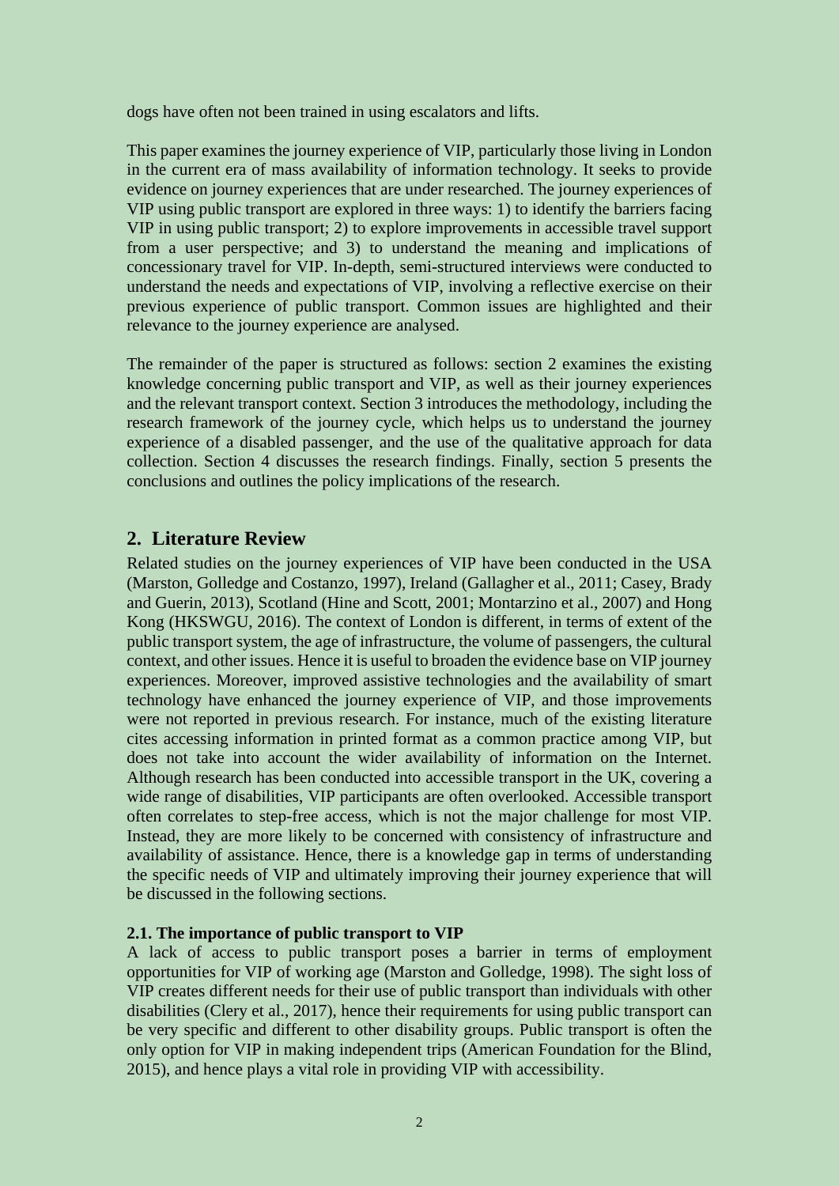dogs have often not been trained in using escalators and lifts.

This paper examines the journey experience of VIP, particularly those living in London in the current era of mass availability of information technology. It seeks to provide evidence on journey experiences that are under researched. The journey experiences of VIP using public transport are explored in three ways: 1) to identify the barriers facing VIP in using public transport; 2) to explore improvements in accessible travel support from a user perspective; and 3) to understand the meaning and implications of concessionary travel for VIP. In-depth, semi-structured interviews were conducted to understand the needs and expectations of VIP, involving a reflective exercise on their previous experience of public transport. Common issues are highlighted and their relevance to the journey experience are analysed.

The remainder of the paper is structured as follows: section 2 examines the existing knowledge concerning public transport and VIP, as well as their journey experiences and the relevant transport context. Section 3 introduces the methodology, including the research framework of the journey cycle, which helps us to understand the journey experience of a disabled passenger, and the use of the qualitative approach for data collection. Section 4 discusses the research findings. Finally, section 5 presents the conclusions and outlines the policy implications of the research.

## 2. Literature Review

Related studies on the journey experiences of VIP have been conducted in the USA (Marston, Golledge and Costanzo, 1997), Ireland (Gallagher et al., 2011; Casey, Brady and Guerin, 2013), Scotland (Hine and Scott, 2001; Montarzino et al., 2007) and Hong Kong (HKSWGU, 2016). The context of London is different, in terms of extent of the public transport system, the age of infrastructure, the volume of passengers, the cultural context, and other issues. Hence it is useful to broaden the evidence base on VIP journey experiences. Moreover, improved assistive technologies and the availability of smart technology have enhanced the journey experience of VIP, and those improvements were not reported in previous research. For instance, much of the existing literature cites accessing information in printed format as a common practice among VIP, but does not take into account the wider availability of information on the Internet. Although research has been conducted into accessible transport in the UK, covering a wide range of disabilities, VIP participants are often overlooked. Accessible transport often correlates to step-free access, which is not the major challenge for most VIP. Instead, they are more likely to be concerned with consistency of infrastructure and availability of assistance. Hence, there is a knowledge gap in terms of understanding the specific needs of VIP and ultimately improving their journey experience that will be discussed in the following sections.

### 2.1. The importance of public transport to VIP

A lack of access to public transport poses a barrier in terms of employment opportunities for VIP of working age (Marston and Golledge, 1998). The sight loss of VIP creates different needs for their use of public transport than individuals with other disabilities (Clery et al., 2017), hence their requirements for using public transport can be very specific and different to other disability groups. Public transport is often the only option for VIP in making independent trips (American Foundation for the Blind, 2015), and hence plays a vital role in providing VIP with accessibility.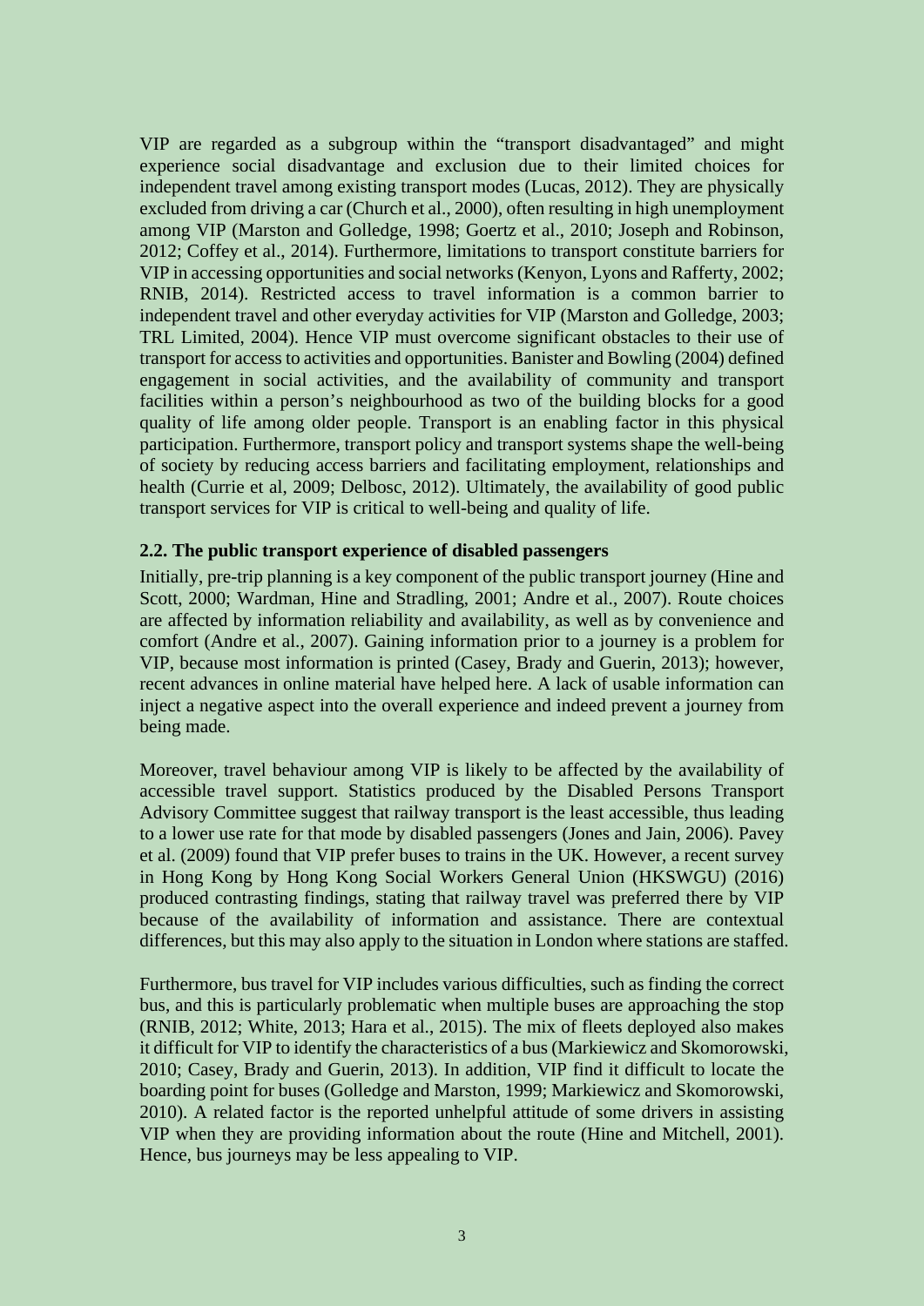VIP are regarded as a subgroup within the "transport disadvantaged" and might experience social disadvantage and exclusion due to their limited choices for independent travel among existing transport modes (Lucas, 2012). They are physically excluded from driving a car (Church et al., 2000), often resulting in high unemployment among VIP (Marston and Golledge, 1998; Goertz et al., 2010; Joseph and Robinson, 2012; Coffey et al., 2014). Furthermore, limitations to transport constitute barriers for VIP in accessing opportunities and social networks (Kenyon, Lyons and Rafferty, 2002; RNIB, 2014). Restricted access to travel information is a common barrier to independent travel and other everyday activities for VIP (Marston and Golledge, 2003; TRL Limited, 2004). Hence VIP must overcome significant obstacles to their use of transport for access to activities and opportunities. Banister and Bowling (2004) defined engagement in social activities, and the availability of community and transport facilities within a person's neighbourhood as two of the building blocks for a good quality of life among older people. Transport is an enabling factor in this physical participation. Furthermore, transport policy and transport systems shape the well-being of society by reducing access barriers and facilitating employment, relationships and health (Currie et al, 2009; Delbosc, 2012). Ultimately, the availability of good public transport services for VIP is critical to well-being and quality of life.

## 2.2. The public transport experience of disabled passengers

Initially, pre-trip planning is a key component of the public transport journey (Hine and Scott, 2000; Wardman, Hine and Stradling, 2001; Andre et al., 2007). Route choices are affected by information reliability and availability, as well as by convenience and comfort (Andre et al., 2007). Gaining information prior to a journey is a problem for VIP, because most information is printed (Casey, Brady and Guerin, 2013); however, recent advances in online material have helped here. A lack of usable information can inject a negative aspect into the overall experience and indeed prevent a journey from being made.

Moreover, travel behaviour among VIP is likely to be affected by the availability of accessible travel support. Statistics produced by the Disabled Persons Transport Advisory Committee suggest that railway transport is the least accessible, thus leading to a lower use rate for that mode by disabled passengers (Jones and Jain, 2006). Pavey et al. (2009) found that VIP prefer buses to trains in the UK. However, a recent survey in Hong Kong by Hong Kong Social Workers General Union (HKSWGU) (2016) produced contrasting findings, stating that railway travel was preferred there by VIP because of the availability of information and assistance. There are contextual differences, but this may also apply to the situation in London where stations are staffed.

Furthermore, bus travel for VIP includes various difficulties, such as finding the correct bus, and this is particularly problematic when multiple buses are approaching the stop (RNIB, 2012; White, 2013; Hara et al., 2015). The mix of fleets deployed also makes it difficult for VIP to identify the characteristics of a bus (Markiewicz and Skomorowski, 2010; Casey, Brady and Guerin, 2013). In addition, VIP find it difficult to locate the boarding point for buses (Golledge and Marston, 1999; Markiewicz and Skomorowski, 2010). A related factor is the reported unhelpful attitude of some drivers in assisting VIP when they are providing information about the route (Hine and Mitchell, 2001). Hence, bus journeys may be less appealing to VIP.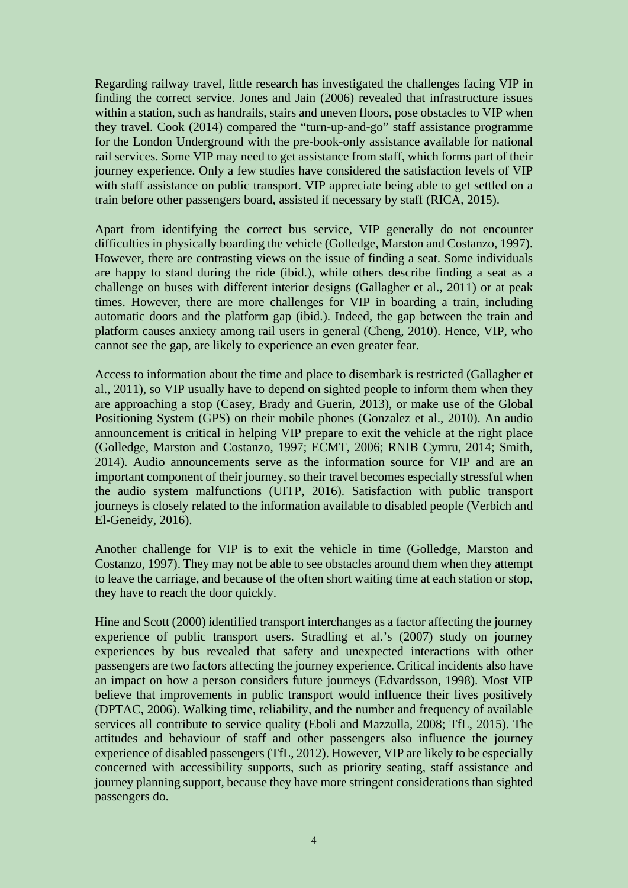Regarding railway travel, little research has investigated the challenges facing VIP in finding the correct service. Jones and Jain (2006) revealed that infrastructure issues within a station, such as handrails, stairs and uneven floors, pose obstacles to VIP when they travel. Cook (2014) compared the "turn-up-and-go" staff assistance programme for the London Underground with the pre-book-only assistance available for national rail services. Some VIP may need to get assistance from staff, which forms part of their journey experience. Only a few studies have considered the satisfaction levels of VIP with staff assistance on public transport. VIP appreciate being able to get settled on a train before other passengers board, assisted if necessary by staff (RICA, 2015).

Apart from identifying the correct bus service, VIP generally do not encounter difficulties in physically boarding the vehicle (Golledge, Marston and Costanzo, 1997). However, there are contrasting views on the issue of finding a seat. Some individuals are happy to stand during the ride (ibid.), while others describe finding a seat as a challenge on buses with different interior designs (Gallagher et al., 2011) or at peak times. However, there are more challenges for VIP in boarding a train, including automatic doors and the platform gap (ibid.). Indeed, the gap between the train and platform causes anxiety among rail users in general (Cheng, 2010). Hence, VIP, who cannot see the gap, are likely to experience an even greater fear.

Access to information about the time and place to disembark is restricted (Gallagher et al., 2011), so VIP usually have to depend on sighted people to inform them when they are approaching a stop (Casey, Brady and Guerin, 2013), or make use of the Global Positioning System (GPS) on their mobile phones (Gonzalez et al., 2010). An audio announcement is critical in helping VIP prepare to exit the vehicle at the right place (Golledge, Marston and Costanzo, 1997; ECMT, 2006; RNIB Cymru, 2014; Smith, 2014). Audio announcements serve as the information source for VIP and are an important component of their journey, so their travel becomes especially stressful when the audio system malfunctions (UITP, 2016). Satisfaction with public transport journeys is closely related to the information available to disabled people (Verbich and El-Geneidy, 2016).

Another challenge for VIP is to exit the vehicle in time (Golledge, Marston and Costanzo, 1997). They may not be able to see obstacles around them when they attempt to leave the carriage, and because of the often short waiting time at each station or stop, they have to reach the door quickly.

Hine and Scott (2000) identified transport interchanges as a factor affecting the journey experience of public transport users. Stradling et al.'s (2007) study on journey experiences by bus revealed that safety and unexpected interactions with other passengers are two factors affecting the journey experience. Critical incidents also have an impact on how a person considers future journeys (Edvardsson, 1998). Most VIP believe that improvements in public transport would influence their lives positively (DPTAC, 2006). Walking time, reliability, and the number and frequency of available services all contribute to service quality (Eboli and Mazzulla, 2008; TfL, 2015). The attitudes and behaviour of staff and other passengers also influence the journey experience of disabled passengers (TfL, 2012). However, VIP are likely to be especially concerned with accessibility supports, such as priority seating, staff assistance and journey planning support, because they have more stringent considerations than sighted passengers do.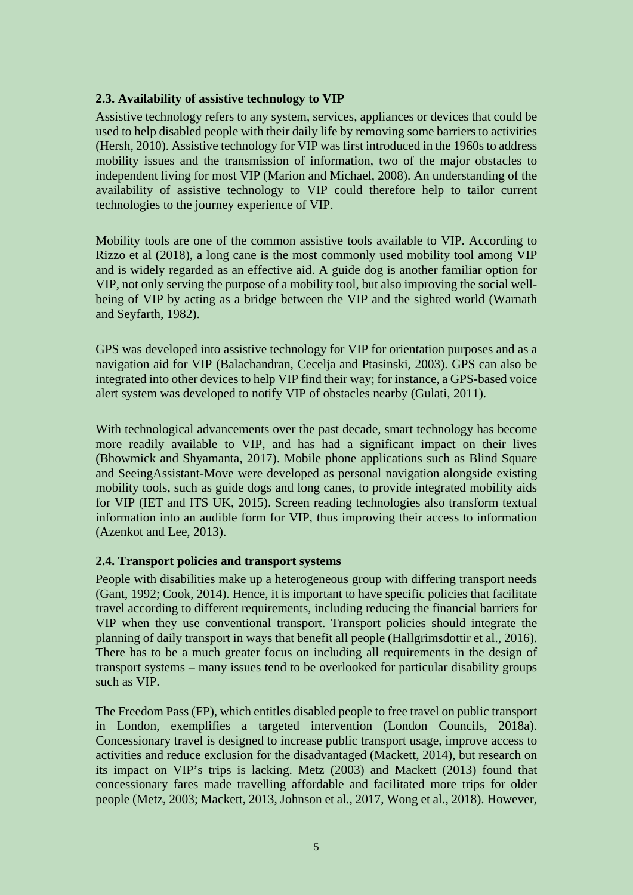### 2.3. Availability of assistive technology to VIP

Assistive technology refers to any system, services, appliances or devices that could be used to help disabled people with their daily life by removing some barriers to activities (Hersh, 2010). Assistive technology for VIP was first introduced in the 1960s to address mobility issues and the transmission of information, two of the major obstacles to independent living for most VIP (Marion and Michael, 2008). An understanding of the availability of assistive technology to VIP could therefore help to tailor current technologies to the journey experience of VIP.

Mobility tools are one of the common assistive tools available to VIP. According to Rizzo et al (2018), a long cane is the most commonly used mobility tool among VIP and is widely regarded as an effective aid. A guide dog is another familiar option for VIP, not only serving the purpose of a mobility tool, but also improving the social well-being of VIP by acting as a bridge between the VIP and the sighted world (Warnath and Seyfarth, 1982).

GPS was developed into assistive technology for VIP for orientation purposes and as a navigation aid for VIP (Balachandran, Cecelja and Ptasinski, 2003). GPS can also be integrated into other devices to help VIP find their way; for instance, a GPS-based voice alert system was developed to notify VIP of obstacles nearby (Gulati, 2011).

With technological advancements over the past decade, smart technology has become more readily available to VIP, and has had a significant impact on their lives (Bhowmick and Shyamanta, 2017). Mobile phone applications such as Blind Square and SeeingAssistant-Move were developed as personal navigation alongside existing mobility tools, such as guide dogs and long canes, to provide integrated mobility aids for VIP (IET and ITS UK, 2015). Screen reading technologies also transform textual information into an audible form for VIP, thus improving their access to information (Azenkot and Lee, 2013).

### 2.4. Transport policies and transport systems

People with disabilities make up a heterogeneous group with differing transport needs (Gant, 1992; Cook, 2014). Hence, it is important to have specific policies that facilitate travel according to different requirements, including reducing the financial barriers for VIP when they use conventional transport. Transport policies should integrate the planning of daily transport in ways that benefit all people (Hallgrimsdottir et al., 2016). There has to be a much greater focus on including all requirements in the design of transport systems – many issues tend to be overlooked for particular disability groups such as VIP.

The Freedom Pass (FP), which entitles disabled people to free travel on public transport in London, exemplifies a targeted intervention (London Councils, 2018a). Concessionary travel is designed to increase public transport usage, improve access to activities and reduce exclusion for the disadvantaged (Mackett, 2014), but research on its impact on VIP's trips is lacking. Metz (2003) and Mackett (2013) found that concessionary fares made travelling affordable and facilitated more trips for older people (Metz, 2003; Mackett, 2013, Johnson et al., 2017, Wong et al., 2018). However,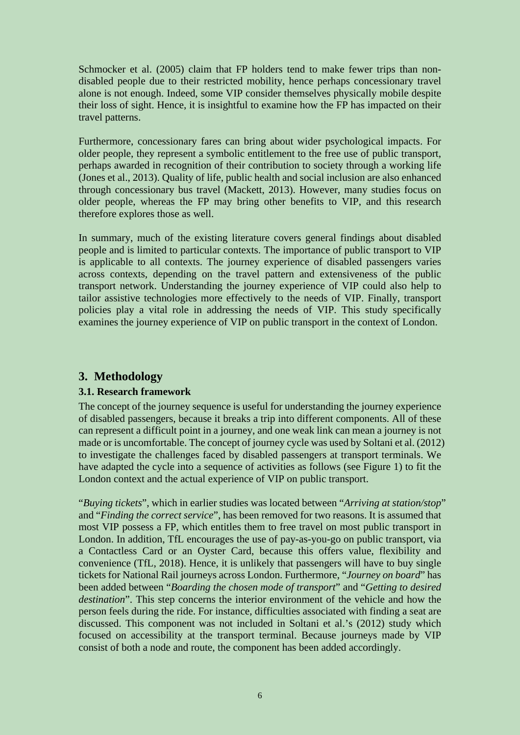Schmocker et al. (2005) claim that FP holders tend to make fewer trips than non-disabled people due to their restricted mobility, hence perhaps concessionary travel alone is not enough. Indeed, some VIP consider themselves physically mobile despite their loss of sight. Hence, it is insightful to examine how the FP has impacted on their travel patterns.

Furthermore, concessionary fares can bring about wider psychological impacts. For older people, they represent a symbolic entitlement to the free use of public transport, perhaps awarded in recognition of their contribution to society through a working life (Jones et al., 2013). Quality of life, public health and social inclusion are also enhanced through concessionary bus travel (Mackett, 2013). However, many studies focus on older people, whereas the FP may bring other benefits to VIP, and this research therefore explores those as well.

In summary, much of the existing literature covers general findings about disabled people and is limited to particular contexts. The importance of public transport to VIP is applicable to all contexts. The journey experience of disabled passengers varies across contexts, depending on the travel pattern and extensiveness of the public transport network. Understanding the journey experience of VIP could also help to tailor assistive technologies more effectively to the needs of VIP. Finally, transport policies play a vital role in addressing the needs of VIP. This study specifically examines the journey experience of VIP on public transport in the context of London.

## 3. Methodology

### 3.1. Research framework

The concept of the journey sequence is useful for understanding the journey experience of disabled passengers, because it breaks a trip into different components. All of these can represent a difficult point in a journey, and one weak link can mean a journey is not made or is uncomfortable. The concept of journey cycle was used by Soltani et al. (2012) to investigate the challenges faced by disabled passengers at transport terminals. We have adapted the cycle into a sequence of activities as follows (see Figure 1) to fit the London context and the actual experience of VIP on public transport.

"*Buying tickets*", which in earlier studies was located between "*Arriving at station/stop*" and "*Finding the correct service*", has been removed for two reasons. It is assumed that most VIP possess a FP, which entitles them to free travel on most public transport in London. In addition, TfL encourages the use of pay-as-you-go on public transport, via a Contactless Card or an Oyster Card, because this offers value, flexibility and convenience (TfL, 2018). Hence, it is unlikely that passengers will have to buy single tickets for National Rail journeys across London. Furthermore, "*Journey on board*" has been added between "*Boarding the chosen mode of transport*" and "*Getting to desired destination*". This step concerns the interior environment of the vehicle and how the person feels during the ride. For instance, difficulties associated with finding a seat are discussed. This component was not included in Soltani et al.'s (2012) study which focused on accessibility at the transport terminal. Because journeys made by VIP consist of both a node and route, the component has been added accordingly.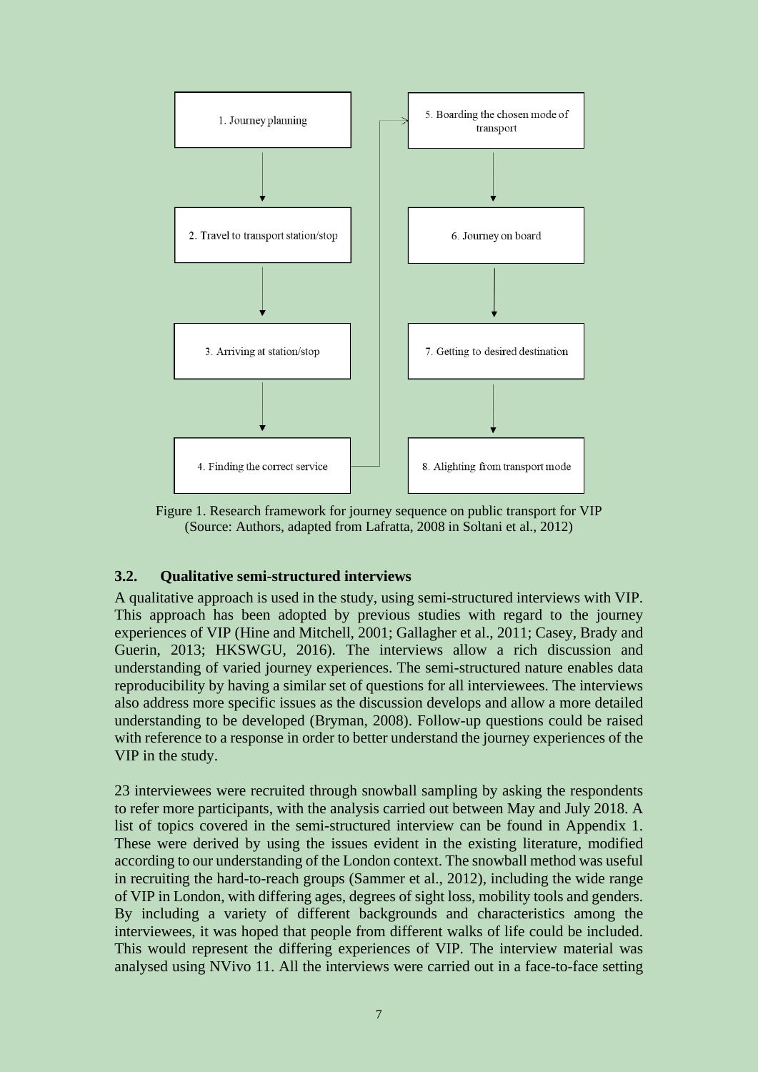1. Journey planning
2. Travel to transport station/stop
3. Arriving at station/stop
4. Finding the correct service
5. Boarding the chosen mode of transport
6. Journey on board
7. Getting to desired destination
8. Alighting from transport mode

Figure 1. Research framework for journey sequence on public transport for VIP (Source: Authors, adapted from Lafratta, 2008 in Soltani et al., 2012)

### 3.2. Qualitative semi-structured interviews

A qualitative approach is used in the study, using semi-structured interviews with VIP. This approach has been adopted by previous studies with regard to the journey experiences of VIP (Hine and Mitchell, 2001; Gallagher et al., 2011; Casey, Brady and Guerin, 2013; HKSWGU, 2016). The interviews allow a rich discussion and understanding of varied journey experiences. The semi-structured nature enables data reproducibility by having a similar set of questions for all interviewees. The interviews also address more specific issues as the discussion develops and allow a more detailed understanding to be developed (Bryman, 2008). Follow-up questions could be raised with reference to a response in order to better understand the journey experiences of the VIP in the study.

23 interviewees were recruited through snowball sampling by asking the respondents to refer more participants, with the analysis carried out between May and July 2018. A list of topics covered in the semi-structured interview can be found in Appendix 1. These were derived by using the issues evident in the existing literature, modified according to our understanding of the London context. The snowball method was useful in recruiting the hard-to-reach groups (Sammer et al., 2012), including the wide range of VIP in London, with differing ages, degrees of sight loss, mobility tools and genders. By including a variety of different backgrounds and characteristics among the interviewees, it was hoped that people from different walks of life could be included. This would represent the differing experiences of VIP. The interview material was analysed using NVivo 11. All the interviews were carried out in a face-to-face setting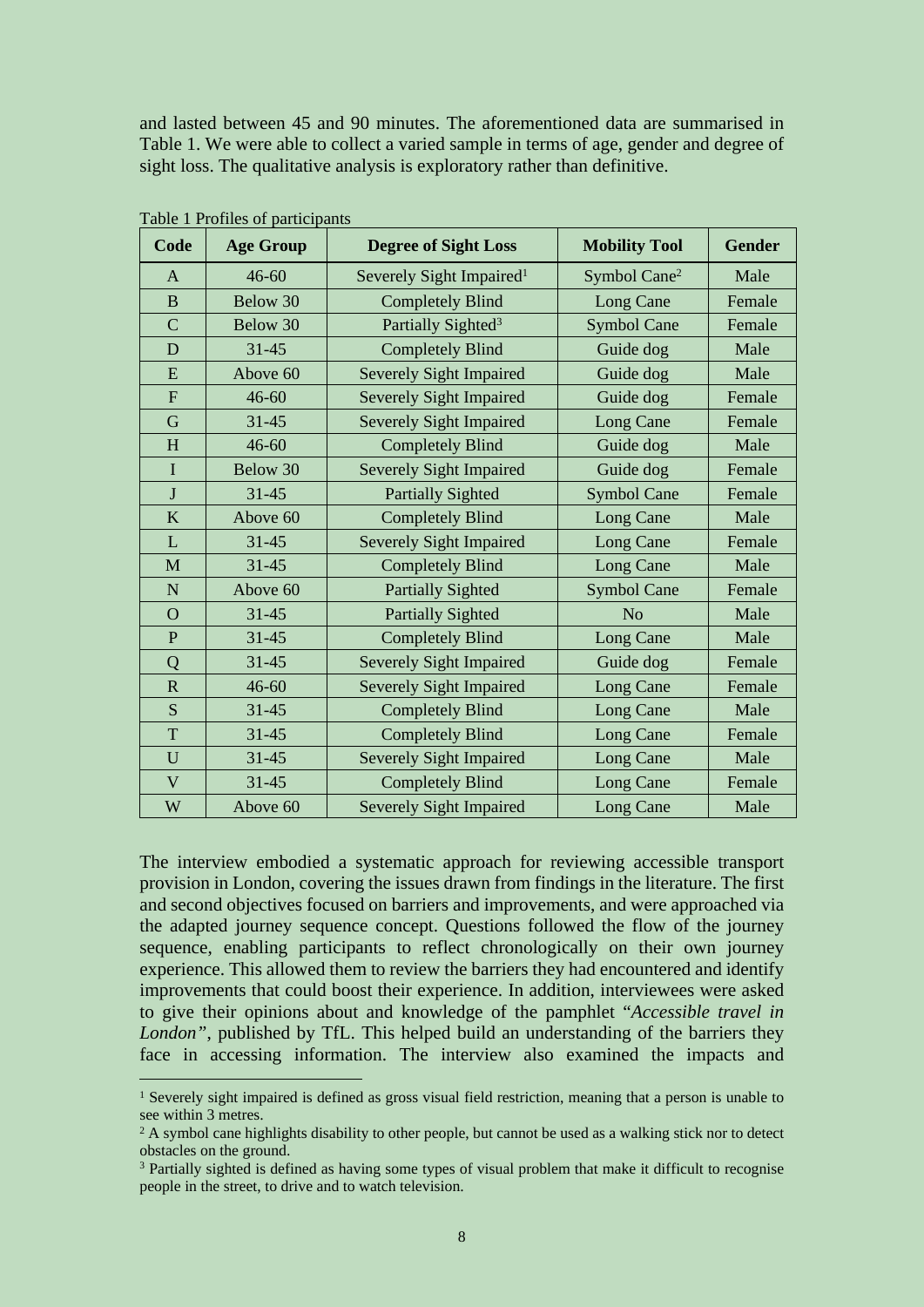and lasted between 45 and 90 minutes. The aforementioned data are summarised in Table 1. We were able to collect a varied sample in terms of age, gender and degree of sight loss. The qualitative analysis is exploratory rather than definitive.

Table 1 Profiles of participants

| Code | Age Group | Degree of Sight Loss | Mobility Tool | Gender |
|---|---|---|---|---|
| A | 46-60 | Severely Sight Impaired[1] | Symbol Cane[2] | Male |
| B | Below 30 | Completely Blind | Long Cane | Female |
| C | Below 30 | Partially Sighted[3] | Symbol Cane | Female |
| D | 31-45 | Completely Blind | Guide dog | Male |
| E | Above 60 | Severely Sight Impaired | Guide dog | Male |
| F | 46-60 | Severely Sight Impaired | Guide dog | Female |
| G | 31-45 | Severely Sight Impaired | Long Cane | Female |
| H | 46-60 | Completely Blind | Guide dog | Male |
| I | Below 30 | Severely Sight Impaired | Guide dog | Female |
| J | 31-45 | Partially Sighted | Symbol Cane | Female |
| K | Above 60 | Completely Blind | Long Cane | Male |
| L | 31-45 | Severely Sight Impaired | Long Cane | Female |
| M | 31-45 | Completely Blind | Long Cane | Male |
| N | Above 60 | Partially Sighted | Symbol Cane | Female |
| O | 31-45 | Partially Sighted | No | Male |
| P | 31-45 | Completely Blind | Long Cane | Male |
| Q | 31-45 | Severely Sight Impaired | Guide dog | Female |
| R | 46-60 | Severely Sight Impaired | Long Cane | Female |
| S | 31-45 | Completely Blind | Long Cane | Male |
| T | 31-45 | Completely Blind | Long Cane | Female |
| U | 31-45 | Severely Sight Impaired | Long Cane | Male |
| V | 31-45 | Completely Blind | Long Cane | Female |
| W | Above 60 | Severely Sight Impaired | Long Cane | Male |

The interview embodied a systematic approach for reviewing accessible transport provision in London, covering the issues drawn from findings in the literature. The first and second objectives focused on barriers and improvements, and were approached via the adapted journey sequence concept. Questions followed the flow of the journey sequence, enabling participants to reflect chronologically on their own journey experience. This allowed them to review the barriers they had encountered and identify improvements that could boost their experience. In addition, interviewees were asked to give their opinions about and knowledge of the pamphlet "*Accessible travel in London"*, published by TfL. This helped build an understanding of the barriers they face in accessing information. The interview also examined the impacts and

---

[1] Severely sight impaired is defined as gross visual field restriction, meaning that a person is unable to see within 3 metres.

[2] A symbol cane highlights disability to other people, but cannot be used as a walking stick nor to detect obstacles on the ground.

[3] Partially sighted is defined as having some types of visual problem that make it difficult to recognise people in the street, to drive and to watch television.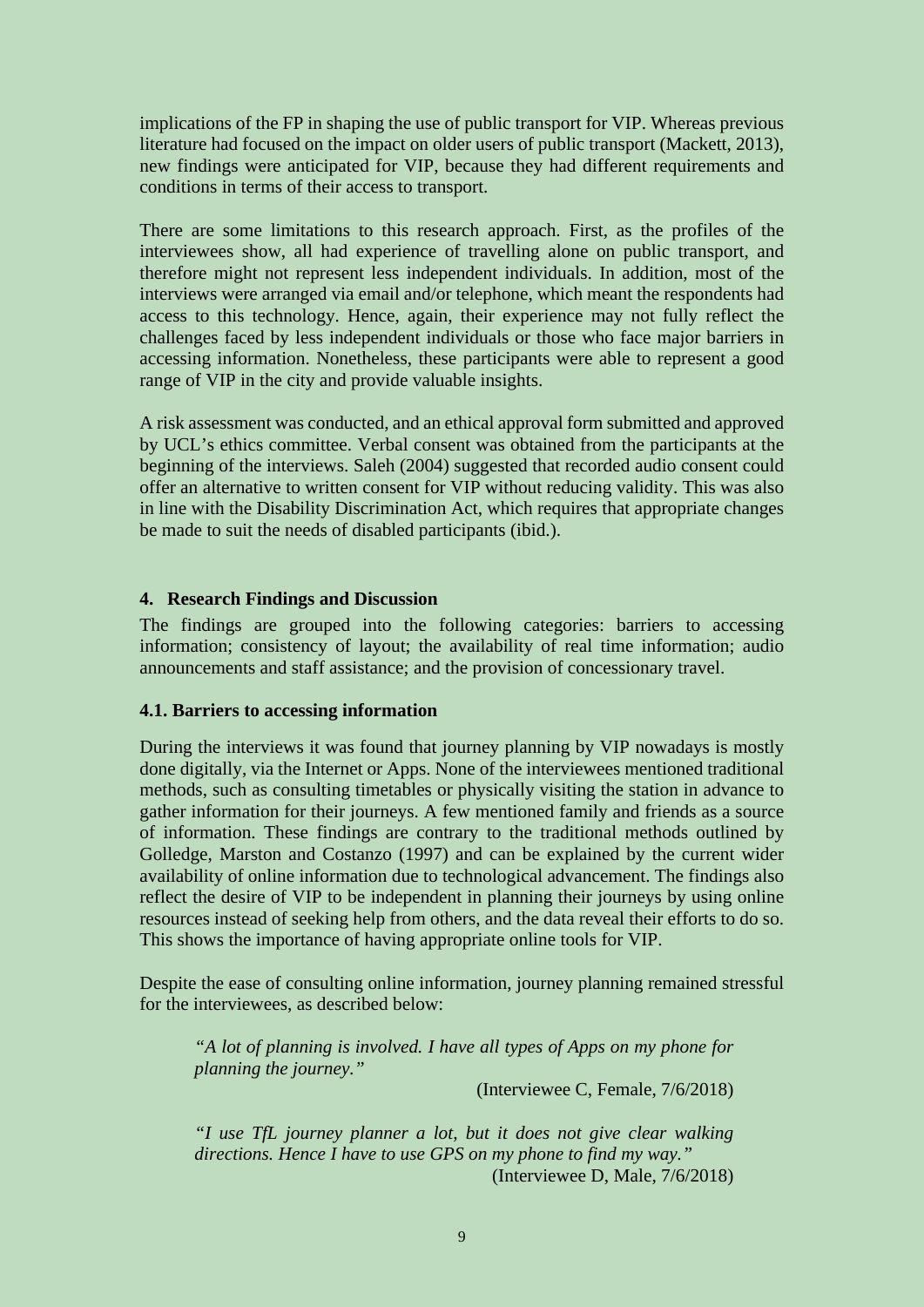implications of the FP in shaping the use of public transport for VIP. Whereas previous literature had focused on the impact on older users of public transport (Mackett, 2013), new findings were anticipated for VIP, because they had different requirements and conditions in terms of their access to transport.

There are some limitations to this research approach. First, as the profiles of the interviewees show, all had experience of travelling alone on public transport, and therefore might not represent less independent individuals. In addition, most of the interviews were arranged via email and/or telephone, which meant the respondents had access to this technology. Hence, again, their experience may not fully reflect the challenges faced by less independent individuals or those who face major barriers in accessing information. Nonetheless, these participants were able to represent a good range of VIP in the city and provide valuable insights.

A risk assessment was conducted, and an ethical approval form submitted and approved by UCL's ethics committee. Verbal consent was obtained from the participants at the beginning of the interviews. Saleh (2004) suggested that recorded audio consent could offer an alternative to written consent for VIP without reducing validity. This was also in line with the Disability Discrimination Act, which requires that appropriate changes be made to suit the needs of disabled participants (ibid.).

## 4. Research Findings and Discussion

The findings are grouped into the following categories: barriers to accessing information; consistency of layout; the availability of real time information; audio announcements and staff assistance; and the provision of concessionary travel.

### 4.1. Barriers to accessing information

During the interviews it was found that journey planning by VIP nowadays is mostly done digitally, via the Internet or Apps. None of the interviewees mentioned traditional methods, such as consulting timetables or physically visiting the station in advance to gather information for their journeys. A few mentioned family and friends as a source of information. These findings are contrary to the traditional methods outlined by Golledge, Marston and Costanzo (1997) and can be explained by the current wider availability of online information due to technological advancement. The findings also reflect the desire of VIP to be independent in planning their journeys by using online resources instead of seeking help from others, and the data reveal their efforts to do so. This shows the importance of having appropriate online tools for VIP.

Despite the ease of consulting online information, journey planning remained stressful for the interviewees, as described below:

> *"A lot of planning is involved. I have all types of Apps on my phone for planning the journey."*
>
> (Interviewee C, Female, 7/6/2018)

> *"I use TfL journey planner a lot, but it does not give clear walking directions. Hence I have to use GPS on my phone to find my way."*
>
> (Interviewee D, Male, 7/6/2018)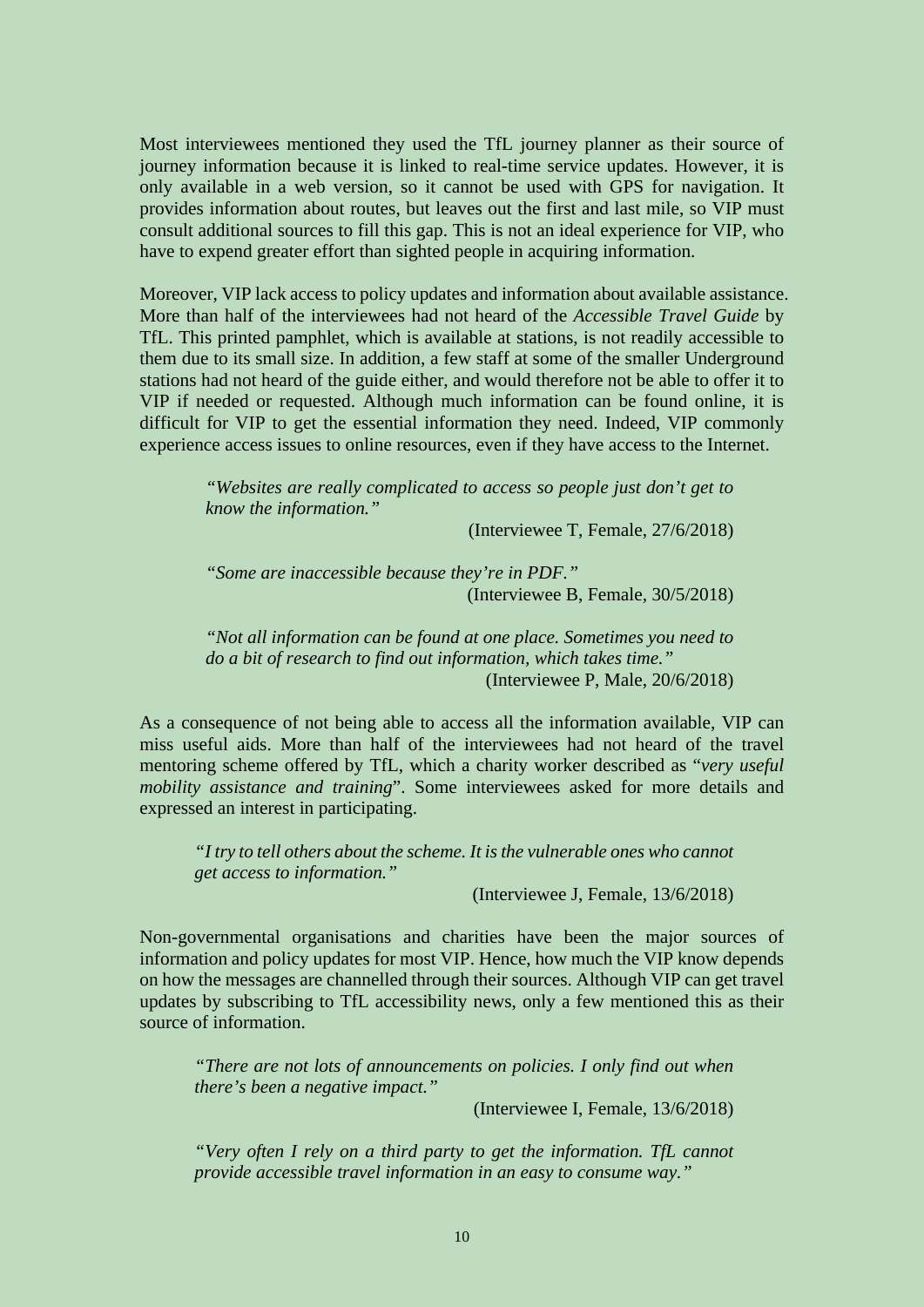Most interviewees mentioned they used the TfL journey planner as their source of journey information because it is linked to real-time service updates. However, it is only available in a web version, so it cannot be used with GPS for navigation. It provides information about routes, but leaves out the first and last mile, so VIP must consult additional sources to fill this gap. This is not an ideal experience for VIP, who have to expend greater effort than sighted people in acquiring information.

Moreover, VIP lack access to policy updates and information about available assistance. More than half of the interviewees had not heard of the *Accessible Travel Guide* by TfL. This printed pamphlet, which is available at stations, is not readily accessible to them due to its small size. In addition, a few staff at some of the smaller Underground stations had not heard of the guide either, and would therefore not be able to offer it to VIP if needed or requested. Although much information can be found online, it is difficult for VIP to get the essential information they need. Indeed, VIP commonly experience access issues to online resources, even if they have access to the Internet.

> *"Websites are really complicated to access so people just don't get to know the information."*
>
> (Interviewee T, Female, 27/6/2018)

> *"Some are inaccessible because they're in PDF."*
>
> (Interviewee B, Female, 30/5/2018)

> *"Not all information can be found at one place. Sometimes you need to do a bit of research to find out information, which takes time."*
>
> (Interviewee P, Male, 20/6/2018)

As a consequence of not being able to access all the information available, VIP can miss useful aids. More than half of the interviewees had not heard of the travel mentoring scheme offered by TfL, which a charity worker described as "*very useful mobility assistance and training*". Some interviewees asked for more details and expressed an interest in participating.

> *"I try to tell others about the scheme. It is the vulnerable ones who cannot get access to information."*
>
> (Interviewee J, Female, 13/6/2018)

Non-governmental organisations and charities have been the major sources of information and policy updates for most VIP. Hence, how much the VIP know depends on how the messages are channelled through their sources. Although VIP can get travel updates by subscribing to TfL accessibility news, only a few mentioned this as their source of information.

> *"There are not lots of announcements on policies. I only find out when there's been a negative impact."*
>
> (Interviewee I, Female, 13/6/2018)

> *"Very often I rely on a third party to get the information. TfL cannot provide accessible travel information in an easy to consume way."*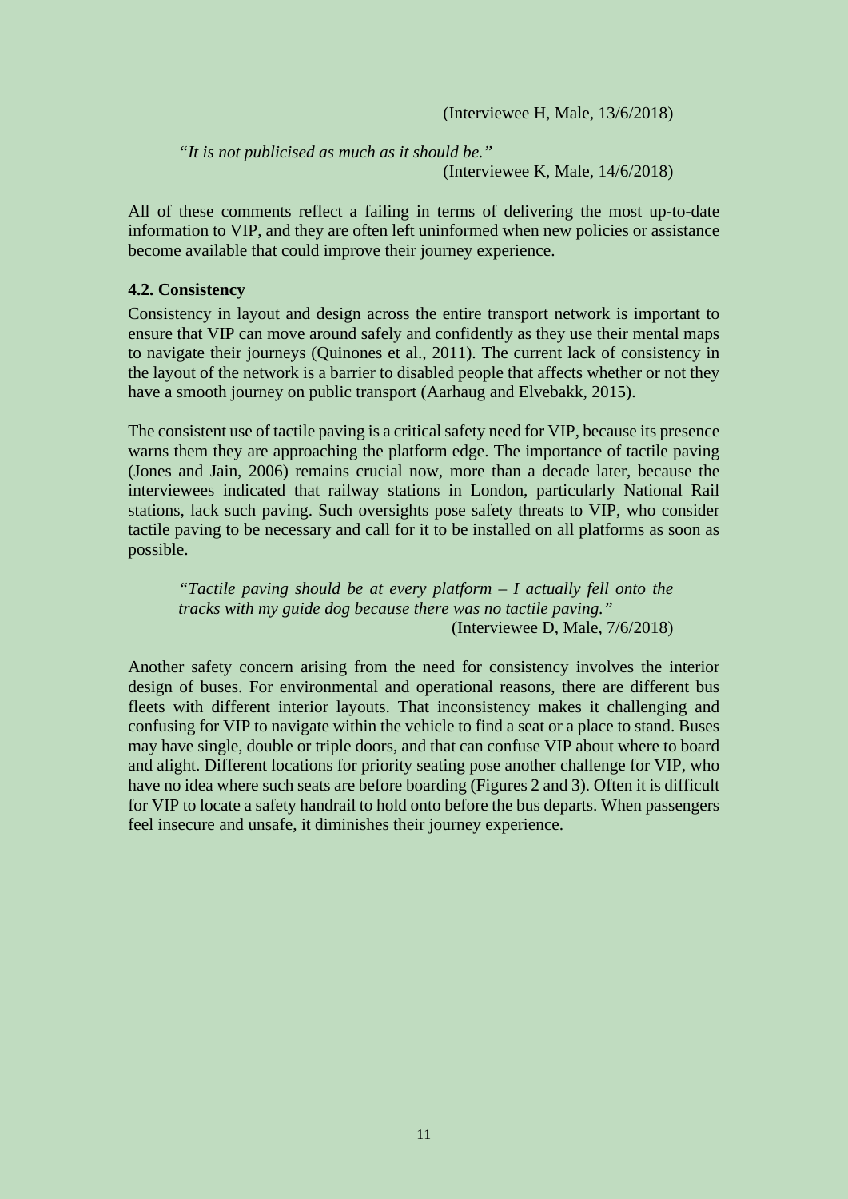(Interviewee H, Male, 13/6/2018)

> *"It is not publicised as much as it should be."*
> (Interviewee K, Male, 14/6/2018)

All of these comments reflect a failing in terms of delivering the most up-to-date information to VIP, and they are often left uninformed when new policies or assistance become available that could improve their journey experience.

### 4.2. Consistency

Consistency in layout and design across the entire transport network is important to ensure that VIP can move around safely and confidently as they use their mental maps to navigate their journeys (Quinones et al., 2011). The current lack of consistency in the layout of the network is a barrier to disabled people that affects whether or not they have a smooth journey on public transport (Aarhaug and Elvebakk, 2015).

The consistent use of tactile paving is a critical safety need for VIP, because its presence warns them they are approaching the platform edge. The importance of tactile paving (Jones and Jain, 2006) remains crucial now, more than a decade later, because the interviewees indicated that railway stations in London, particularly National Rail stations, lack such paving. Such oversights pose safety threats to VIP, who consider tactile paving to be necessary and call for it to be installed on all platforms as soon as possible.

> *"Tactile paving should be at every platform – I actually fell onto the tracks with my guide dog because there was no tactile paving."*
> (Interviewee D, Male, 7/6/2018)

Another safety concern arising from the need for consistency involves the interior design of buses. For environmental and operational reasons, there are different bus fleets with different interior layouts. That inconsistency makes it challenging and confusing for VIP to navigate within the vehicle to find a seat or a place to stand. Buses may have single, double or triple doors, and that can confuse VIP about where to board and alight. Different locations for priority seating pose another challenge for VIP, who have no idea where such seats are before boarding (Figures 2 and 3). Often it is difficult for VIP to locate a safety handrail to hold onto before the bus departs. When passengers feel insecure and unsafe, it diminishes their journey experience.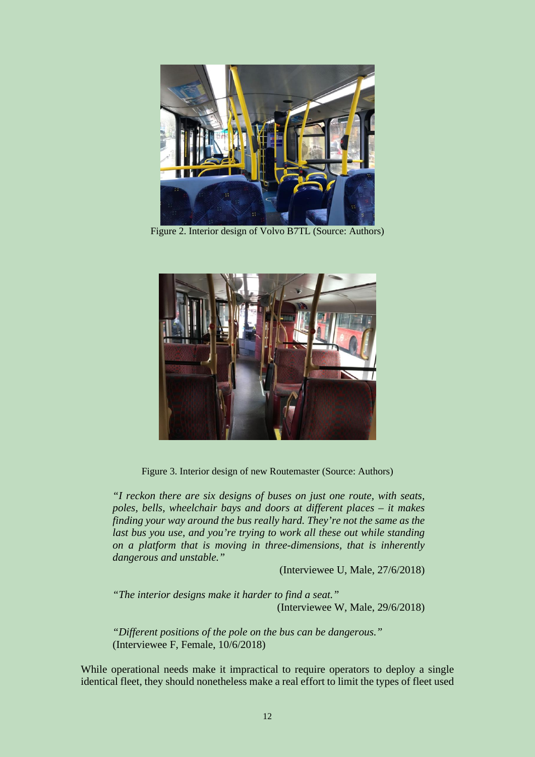Figure 2. Interior design of Volvo B7TL (Source: Authors)

Figure 3. Interior design of new Routemaster (Source: Authors)

> *"I reckon there are six designs of buses on just one route, with seats, poles, bells, wheelchair bays and doors at different places – it makes finding your way around the bus really hard. They're not the same as the last bus you use, and you're trying to work all these out while standing on a platform that is moving in three-dimensions, that is inherently dangerous and unstable."*
>
> (Interviewee U, Male, 27/6/2018)

> *"The interior designs make it harder to find a seat."*
>
> (Interviewee W, Male, 29/6/2018)

> *"Different positions of the pole on the bus can be dangerous."*
>
> (Interviewee F, Female, 10/6/2018)

While operational needs make it impractical to require operators to deploy a single identical fleet, they should nonetheless make a real effort to limit the types of fleet used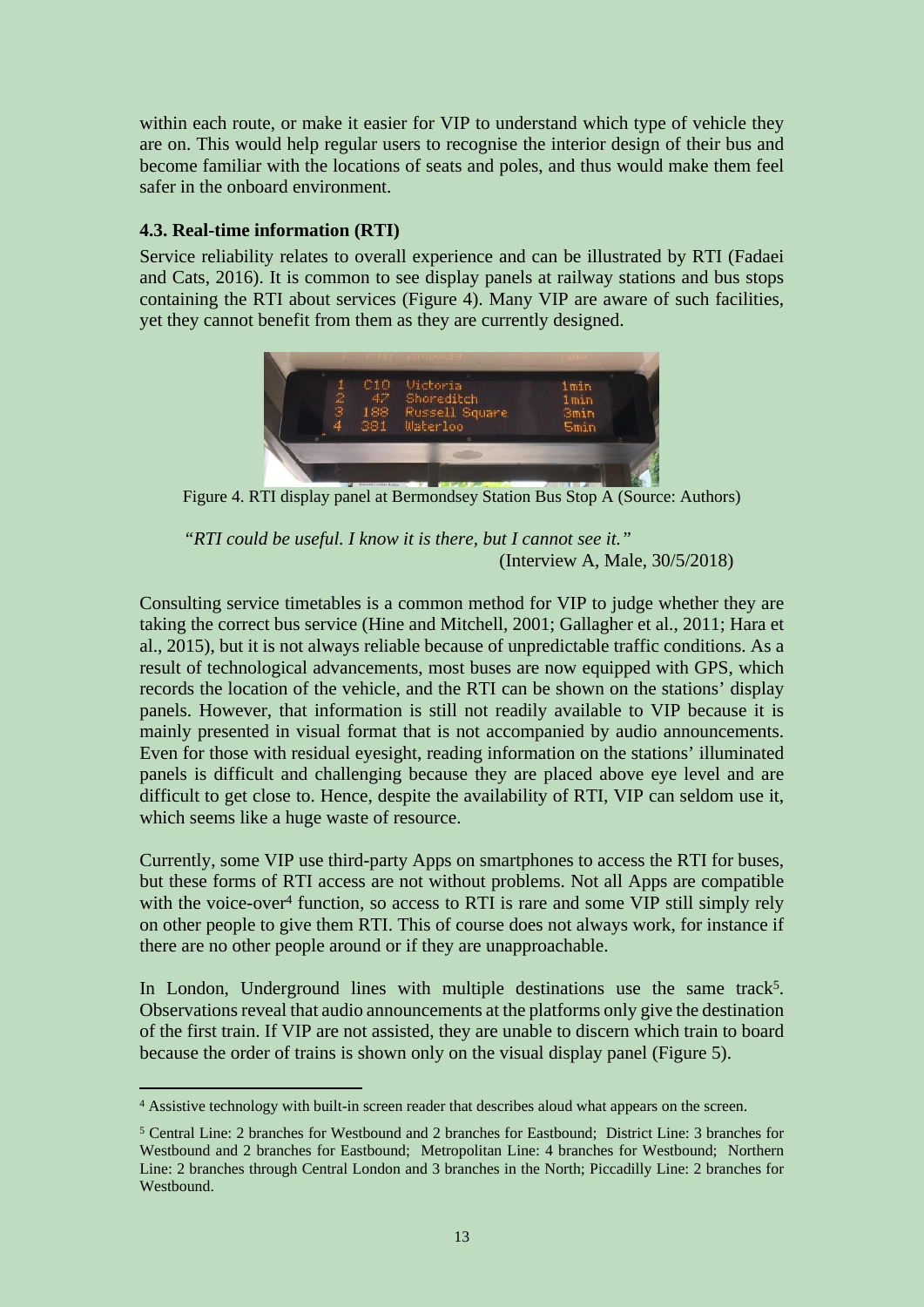within each route, or make it easier for VIP to understand which type of vehicle they are on. This would help regular users to recognise the interior design of their bus and become familiar with the locations of seats and poles, and thus would make them feel safer in the onboard environment.

### 4.3. Real-time information (RTI)

Service reliability relates to overall experience and can be illustrated by RTI (Fadaei and Cats, 2016). It is common to see display panels at railway stations and bus stops containing the RTI about services (Figure 4). Many VIP are aware of such facilities, yet they cannot benefit from them as they are currently designed.

Figure 4. RTI display panel at Bermondsey Station Bus Stop A (Source: Authors)

> *"RTI could be useful. I know it is there, but I cannot see it."*
>
> (Interview A, Male, 30/5/2018)

Consulting service timetables is a common method for VIP to judge whether they are taking the correct bus service (Hine and Mitchell, 2001; Gallagher et al., 2011; Hara et al., 2015), but it is not always reliable because of unpredictable traffic conditions. As a result of technological advancements, most buses are now equipped with GPS, which records the location of the vehicle, and the RTI can be shown on the stations' display panels. However, that information is still not readily available to VIP because it is mainly presented in visual format that is not accompanied by audio announcements. Even for those with residual eyesight, reading information on the stations' illuminated panels is difficult and challenging because they are placed above eye level and are difficult to get close to. Hence, despite the availability of RTI, VIP can seldom use it, which seems like a huge waste of resource.

Currently, some VIP use third-party Apps on smartphones to access the RTI for buses, but these forms of RTI access are not without problems. Not all Apps are compatible with the voice-over[4] function, so access to RTI is rare and some VIP still simply rely on other people to give them RTI. This of course does not always work, for instance if there are no other people around or if they are unapproachable.

In London, Underground lines with multiple destinations use the same track[5]. Observations reveal that audio announcements at the platforms only give the destination of the first train. If VIP are not assisted, they are unable to discern which train to board because the order of trains is shown only on the visual display panel (Figure 5).

---

[4] Assistive technology with built-in screen reader that describes aloud what appears on the screen.

[5] Central Line: 2 branches for Westbound and 2 branches for Eastbound; District Line: 3 branches for Westbound and 2 branches for Eastbound; Metropolitan Line: 4 branches for Westbound; Northern Line: 2 branches through Central London and 3 branches in the North; Piccadilly Line: 2 branches for Westbound.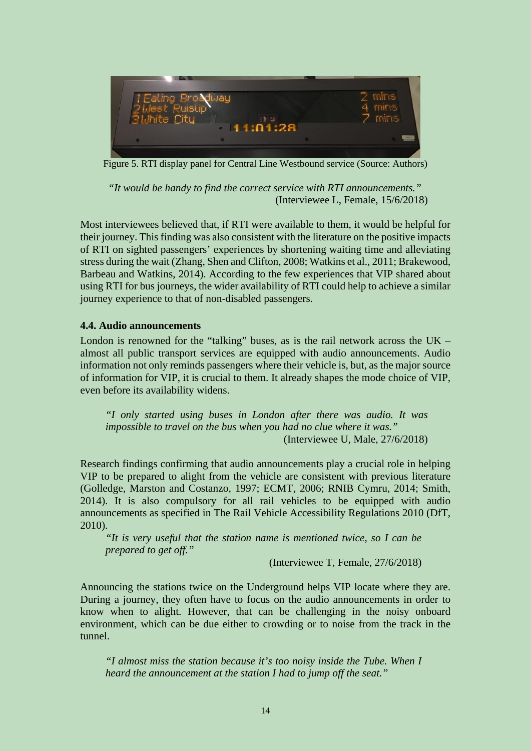Figure 5. RTI display panel for Central Line Westbound service (Source: Authors)

> *"It would be handy to find the correct service with RTI announcements."*
> (Interviewee L, Female, 15/6/2018)

Most interviewees believed that, if RTI were available to them, it would be helpful for their journey. This finding was also consistent with the literature on the positive impacts of RTI on sighted passengers' experiences by shortening waiting time and alleviating stress during the wait (Zhang, Shen and Clifton, 2008; Watkins et al., 2011; Brakewood, Barbeau and Watkins, 2014). According to the few experiences that VIP shared about using RTI for bus journeys, the wider availability of RTI could help to achieve a similar journey experience to that of non-disabled passengers.

### 4.4. Audio announcements

London is renowned for the "talking" buses, as is the rail network across the UK – almost all public transport services are equipped with audio announcements. Audio information not only reminds passengers where their vehicle is, but, as the major source of information for VIP, it is crucial to them. It already shapes the mode choice of VIP, even before its availability widens.

> *"I only started using buses in London after there was audio. It was impossible to travel on the bus when you had no clue where it was."*
> (Interviewee U, Male, 27/6/2018)

Research findings confirming that audio announcements play a crucial role in helping VIP to be prepared to alight from the vehicle are consistent with previous literature (Golledge, Marston and Costanzo, 1997; ECMT, 2006; RNIB Cymru, 2014; Smith, 2014). It is also compulsory for all rail vehicles to be equipped with audio announcements as specified in The Rail Vehicle Accessibility Regulations 2010 (DfT, 2010).

> *"It is very useful that the station name is mentioned twice, so I can be prepared to get off."*
> (Interviewee T, Female, 27/6/2018)

Announcing the stations twice on the Underground helps VIP locate where they are. During a journey, they often have to focus on the audio announcements in order to know when to alight. However, that can be challenging in the noisy onboard environment, which can be due either to crowding or to noise from the track in the tunnel.

> *"I almost miss the station because it's too noisy inside the Tube. When I heard the announcement at the station I had to jump off the seat."*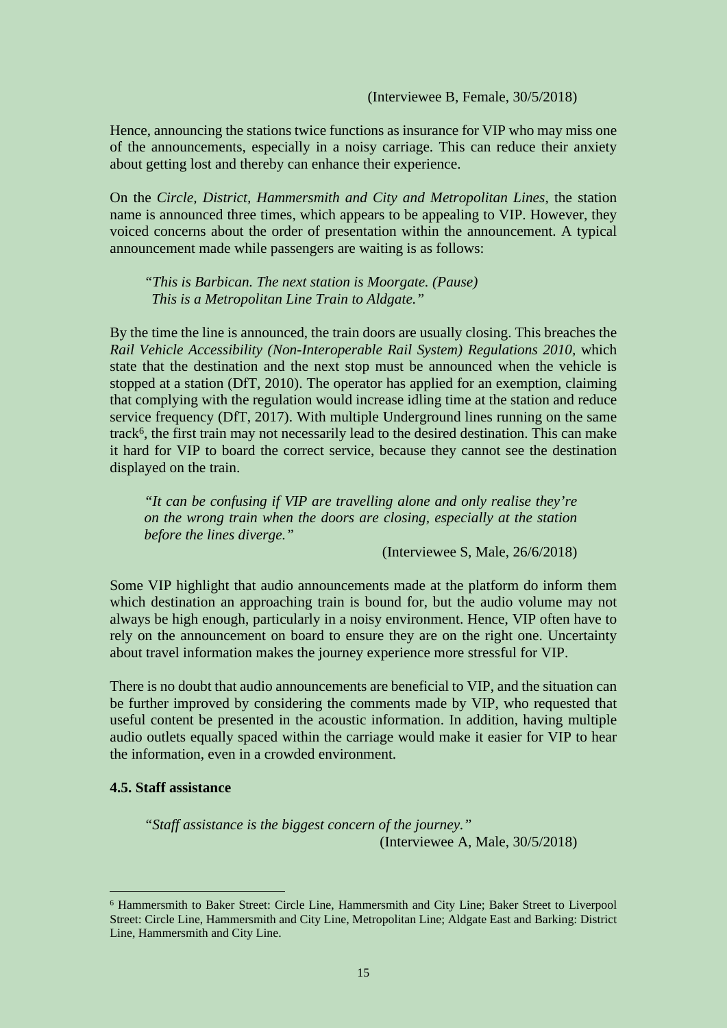(Interviewee B, Female, 30/5/2018)

Hence, announcing the stations twice functions as insurance for VIP who may miss one of the announcements, especially in a noisy carriage. This can reduce their anxiety about getting lost and thereby can enhance their experience.

On the *Circle, District, Hammersmith and City and Metropolitan Lines*, the station name is announced three times, which appears to be appealing to VIP. However, they voiced concerns about the order of presentation within the announcement. A typical announcement made while passengers are waiting is as follows:

> "*This is Barbican. The next station is Moorgate. (Pause) This is a Metropolitan Line Train to Aldgate.*"

By the time the line is announced, the train doors are usually closing. This breaches the *Rail Vehicle Accessibility (Non-Interoperable Rail System) Regulations 2010*, which state that the destination and the next stop must be announced when the vehicle is stopped at a station (DfT, 2010). The operator has applied for an exemption, claiming that complying with the regulation would increase idling time at the station and reduce service frequency (DfT, 2017). With multiple Underground lines running on the same track[6], the first train may not necessarily lead to the desired destination. This can make it hard for VIP to board the correct service, because they cannot see the destination displayed on the train.

> *"It can be confusing if VIP are travelling alone and only realise they're on the wrong train when the doors are closing, especially at the station before the lines diverge."*
>
> (Interviewee S, Male, 26/6/2018)

Some VIP highlight that audio announcements made at the platform do inform them which destination an approaching train is bound for, but the audio volume may not always be high enough, particularly in a noisy environment. Hence, VIP often have to rely on the announcement on board to ensure they are on the right one. Uncertainty about travel information makes the journey experience more stressful for VIP.

There is no doubt that audio announcements are beneficial to VIP, and the situation can be further improved by considering the comments made by VIP, who requested that useful content be presented in the acoustic information. In addition, having multiple audio outlets equally spaced within the carriage would make it easier for VIP to hear the information, even in a crowded environment.

#### 4.5. Staff assistance

> "*Staff assistance is the biggest concern of the journey.*"
>
> (Interviewee A, Male, 30/5/2018)

---

[6] Hammersmith to Baker Street: Circle Line, Hammersmith and City Line; Baker Street to Liverpool Street: Circle Line, Hammersmith and City Line, Metropolitan Line; Aldgate East and Barking: District Line, Hammersmith and City Line.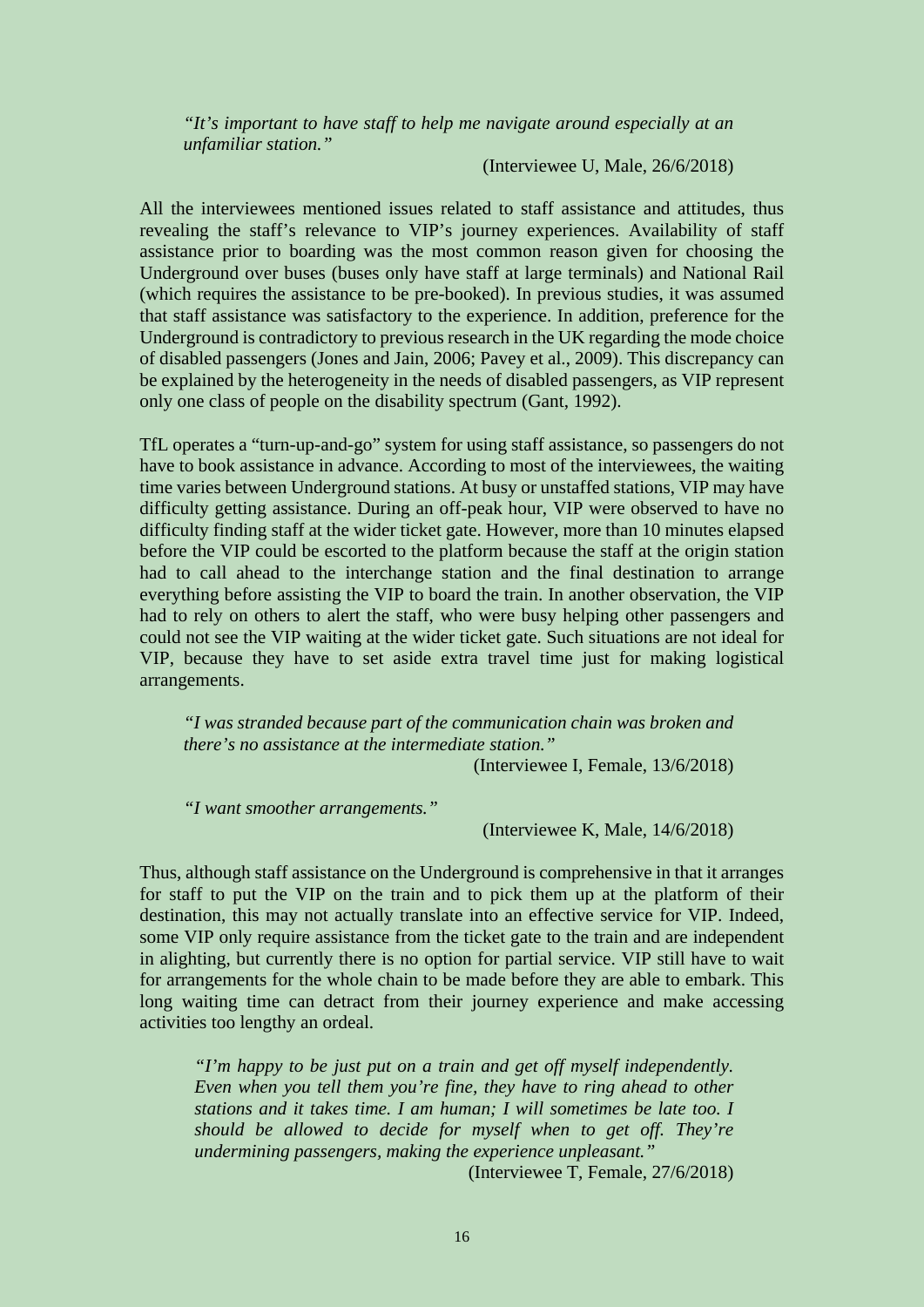> *"It's important to have staff to help me navigate around especially at an unfamiliar station."*
>
> (Interviewee U, Male, 26/6/2018)

All the interviewees mentioned issues related to staff assistance and attitudes, thus revealing the staff's relevance to VIP's journey experiences. Availability of staff assistance prior to boarding was the most common reason given for choosing the Underground over buses (buses only have staff at large terminals) and National Rail (which requires the assistance to be pre-booked). In previous studies, it was assumed that staff assistance was satisfactory to the experience. In addition, preference for the Underground is contradictory to previous research in the UK regarding the mode choice of disabled passengers (Jones and Jain, 2006; Pavey et al., 2009). This discrepancy can be explained by the heterogeneity in the needs of disabled passengers, as VIP represent only one class of people on the disability spectrum (Gant, 1992).

TfL operates a "turn-up-and-go" system for using staff assistance, so passengers do not have to book assistance in advance. According to most of the interviewees, the waiting time varies between Underground stations. At busy or unstaffed stations, VIP may have difficulty getting assistance. During an off-peak hour, VIP were observed to have no difficulty finding staff at the wider ticket gate. However, more than 10 minutes elapsed before the VIP could be escorted to the platform because the staff at the origin station had to call ahead to the interchange station and the final destination to arrange everything before assisting the VIP to board the train. In another observation, the VIP had to rely on others to alert the staff, who were busy helping other passengers and could not see the VIP waiting at the wider ticket gate. Such situations are not ideal for VIP, because they have to set aside extra travel time just for making logistical arrangements.

> *"I was stranded because part of the communication chain was broken and there's no assistance at the intermediate station."*
>
> (Interviewee I, Female, 13/6/2018)

> *"I want smoother arrangements."*
>
> (Interviewee K, Male, 14/6/2018)

Thus, although staff assistance on the Underground is comprehensive in that it arranges for staff to put the VIP on the train and to pick them up at the platform of their destination, this may not actually translate into an effective service for VIP. Indeed, some VIP only require assistance from the ticket gate to the train and are independent in alighting, but currently there is no option for partial service. VIP still have to wait for arrangements for the whole chain to be made before they are able to embark. This long waiting time can detract from their journey experience and make accessing activities too lengthy an ordeal.

> *"I'm happy to be just put on a train and get off myself independently. Even when you tell them you're fine, they have to ring ahead to other stations and it takes time. I am human; I will sometimes be late too. I should be allowed to decide for myself when to get off. They're undermining passengers, making the experience unpleasant."*
>
> (Interviewee T, Female, 27/6/2018)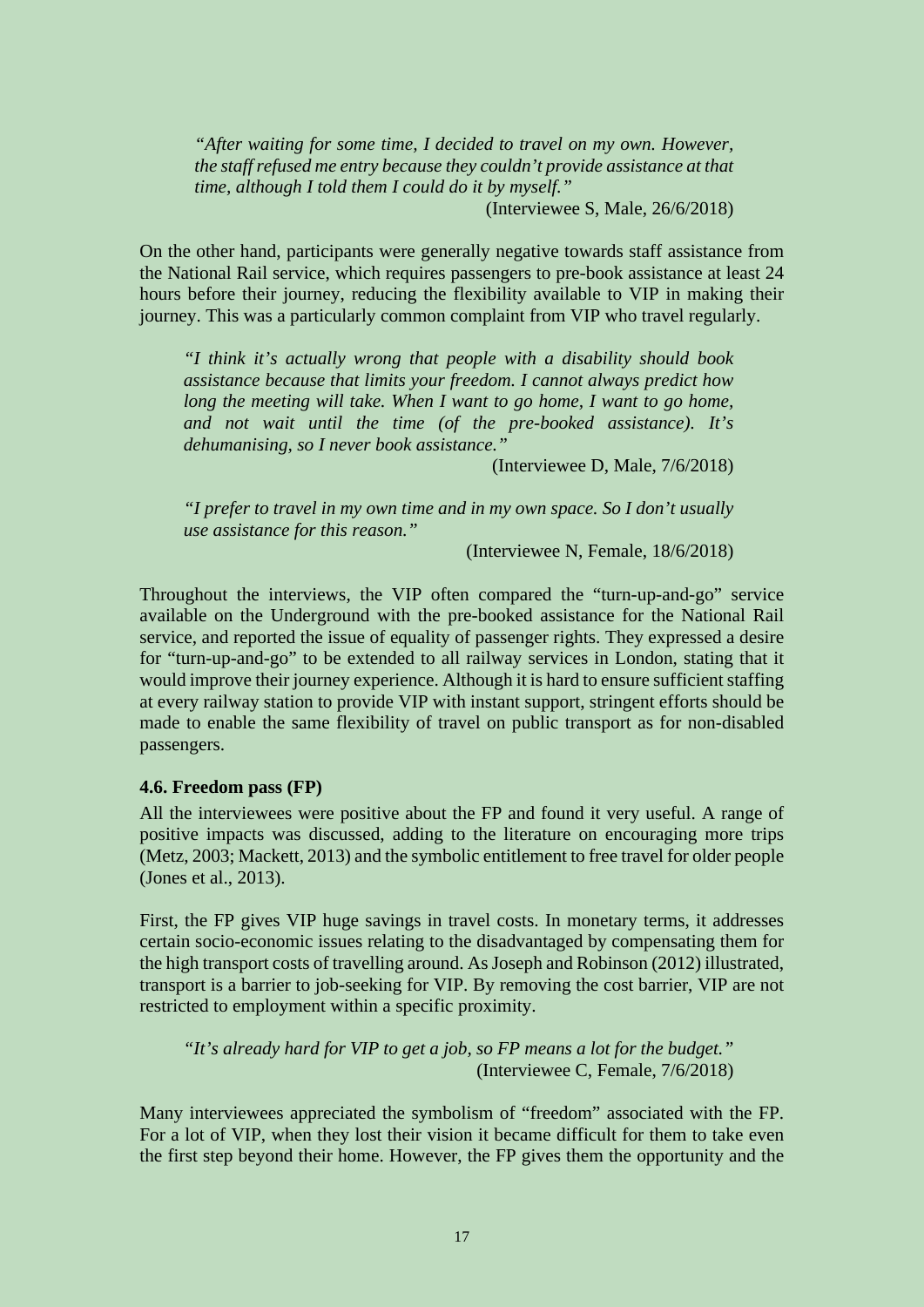> *"After waiting for some time, I decided to travel on my own. However, the staff refused me entry because they couldn't provide assistance at that time, although I told them I could do it by myself."*
>
> (Interviewee S, Male, 26/6/2018)

On the other hand, participants were generally negative towards staff assistance from the National Rail service, which requires passengers to pre-book assistance at least 24 hours before their journey, reducing the flexibility available to VIP in making their journey. This was a particularly common complaint from VIP who travel regularly.

> *"I think it's actually wrong that people with a disability should book assistance because that limits your freedom. I cannot always predict how long the meeting will take. When I want to go home, I want to go home, and not wait until the time (of the pre-booked assistance). It's dehumanising, so I never book assistance."*
>
> (Interviewee D, Male, 7/6/2018)

> *"I prefer to travel in my own time and in my own space. So I don't usually use assistance for this reason."*
>
> (Interviewee N, Female, 18/6/2018)

Throughout the interviews, the VIP often compared the "turn-up-and-go" service available on the Underground with the pre-booked assistance for the National Rail service, and reported the issue of equality of passenger rights. They expressed a desire for "turn-up-and-go" to be extended to all railway services in London, stating that it would improve their journey experience. Although it is hard to ensure sufficient staffing at every railway station to provide VIP with instant support, stringent efforts should be made to enable the same flexibility of travel on public transport as for non-disabled passengers.

### 4.6. Freedom pass (FP)

All the interviewees were positive about the FP and found it very useful. A range of positive impacts was discussed, adding to the literature on encouraging more trips (Metz, 2003; Mackett, 2013) and the symbolic entitlement to free travel for older people (Jones et al., 2013).

First, the FP gives VIP huge savings in travel costs. In monetary terms, it addresses certain socio-economic issues relating to the disadvantaged by compensating them for the high transport costs of travelling around. As Joseph and Robinson (2012) illustrated, transport is a barrier to job-seeking for VIP. By removing the cost barrier, VIP are not restricted to employment within a specific proximity.

> *"It's already hard for VIP to get a job, so FP means a lot for the budget."*
>
> (Interviewee C, Female, 7/6/2018)

Many interviewees appreciated the symbolism of "freedom" associated with the FP. For a lot of VIP, when they lost their vision it became difficult for them to take even the first step beyond their home. However, the FP gives them the opportunity and the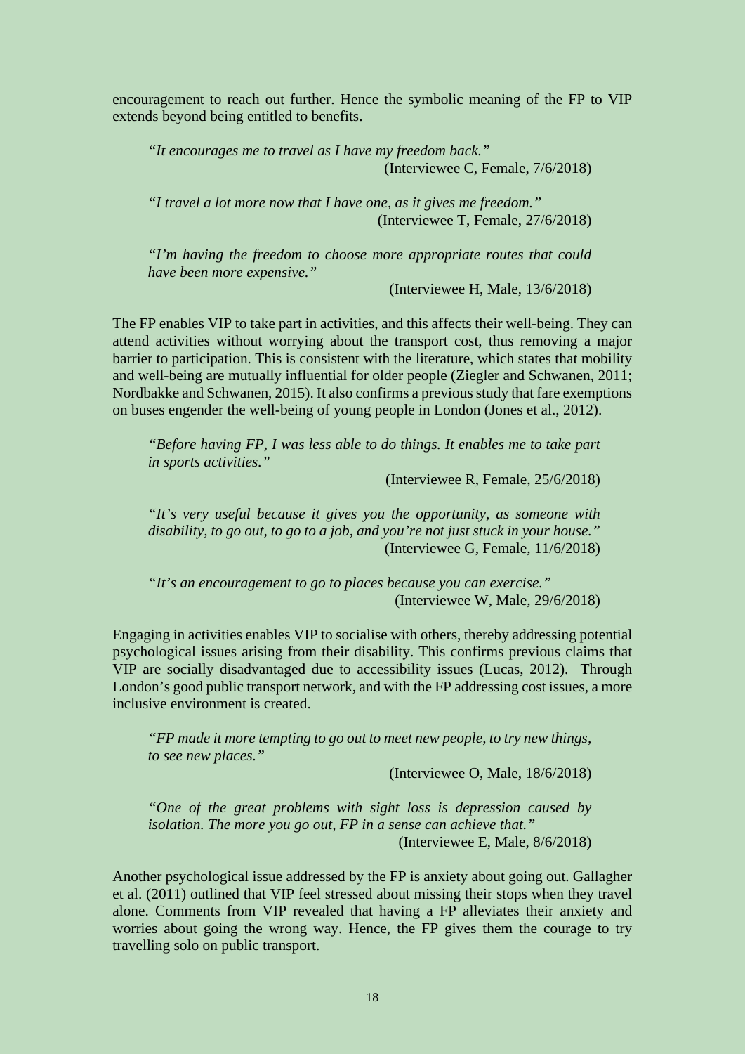encouragement to reach out further. Hence the symbolic meaning of the FP to VIP extends beyond being entitled to benefits.

> *"It encourages me to travel as I have my freedom back."*
> (Interviewee C, Female, 7/6/2018)

> *"I travel a lot more now that I have one, as it gives me freedom."*
> (Interviewee T, Female, 27/6/2018)

> *"I'm having the freedom to choose more appropriate routes that could have been more expensive."*
> (Interviewee H, Male, 13/6/2018)

The FP enables VIP to take part in activities, and this affects their well-being. They can attend activities without worrying about the transport cost, thus removing a major barrier to participation. This is consistent with the literature, which states that mobility and well-being are mutually influential for older people (Ziegler and Schwanen, 2011; Nordbakke and Schwanen, 2015). It also confirms a previous study that fare exemptions on buses engender the well-being of young people in London (Jones et al., 2012).

> *"Before having FP, I was less able to do things. It enables me to take part in sports activities."*
> (Interviewee R, Female, 25/6/2018)

> *"It's very useful because it gives you the opportunity, as someone with disability, to go out, to go to a job, and you're not just stuck in your house."*
> (Interviewee G, Female, 11/6/2018)

> *"It's an encouragement to go to places because you can exercise."*
> (Interviewee W, Male, 29/6/2018)

Engaging in activities enables VIP to socialise with others, thereby addressing potential psychological issues arising from their disability. This confirms previous claims that VIP are socially disadvantaged due to accessibility issues (Lucas, 2012). Through London's good public transport network, and with the FP addressing cost issues, a more inclusive environment is created.

> *"FP made it more tempting to go out to meet new people, to try new things, to see new places."*
> (Interviewee O, Male, 18/6/2018)

> *"One of the great problems with sight loss is depression caused by isolation. The more you go out, FP in a sense can achieve that."*
> (Interviewee E, Male, 8/6/2018)

Another psychological issue addressed by the FP is anxiety about going out. Gallagher et al. (2011) outlined that VIP feel stressed about missing their stops when they travel alone. Comments from VIP revealed that having a FP alleviates their anxiety and worries about going the wrong way. Hence, the FP gives them the courage to try travelling solo on public transport.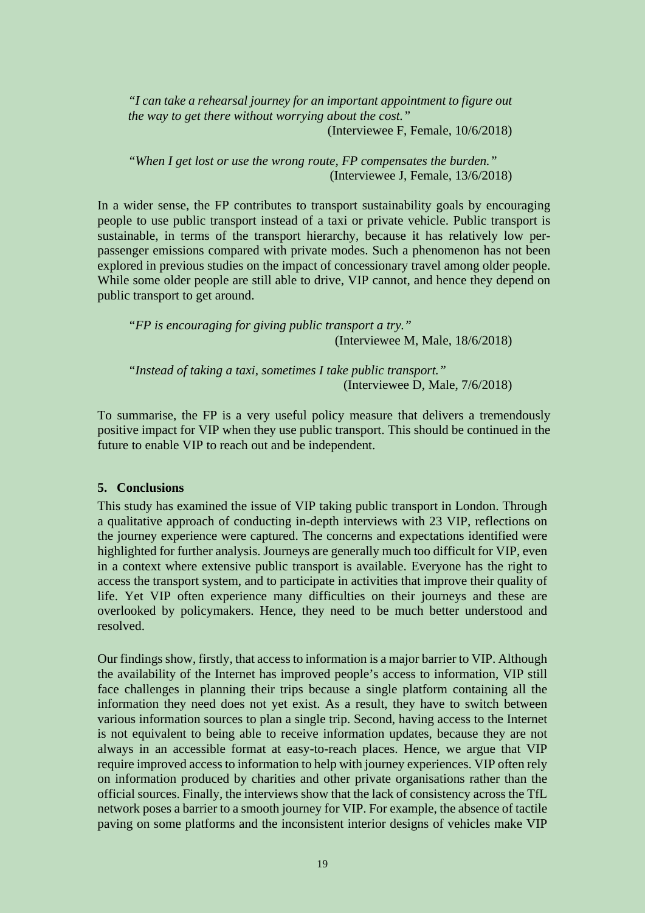> *"I can take a rehearsal journey for an important appointment to figure out the way to get there without worrying about the cost."*
>
> (Interviewee F, Female, 10/6/2018)

> *"When I get lost or use the wrong route, FP compensates the burden."*
>
> (Interviewee J, Female, 13/6/2018)

In a wider sense, the FP contributes to transport sustainability goals by encouraging people to use public transport instead of a taxi or private vehicle. Public transport is sustainable, in terms of the transport hierarchy, because it has relatively low per-passenger emissions compared with private modes. Such a phenomenon has not been explored in previous studies on the impact of concessionary travel among older people. While some older people are still able to drive, VIP cannot, and hence they depend on public transport to get around.

> *"FP is encouraging for giving public transport a try."*
>
> (Interviewee M, Male, 18/6/2018)

> *"Instead of taking a taxi, sometimes I take public transport."*
>
> (Interviewee D, Male, 7/6/2018)

To summarise, the FP is a very useful policy measure that delivers a tremendously positive impact for VIP when they use public transport. This should be continued in the future to enable VIP to reach out and be independent.

## 5. Conclusions

This study has examined the issue of VIP taking public transport in London. Through a qualitative approach of conducting in-depth interviews with 23 VIP, reflections on the journey experience were captured. The concerns and expectations identified were highlighted for further analysis. Journeys are generally much too difficult for VIP, even in a context where extensive public transport is available. Everyone has the right to access the transport system, and to participate in activities that improve their quality of life. Yet VIP often experience many difficulties on their journeys and these are overlooked by policymakers. Hence, they need to be much better understood and resolved.

Our findings show, firstly, that access to information is a major barrier to VIP. Although the availability of the Internet has improved people's access to information, VIP still face challenges in planning their trips because a single platform containing all the information they need does not yet exist. As a result, they have to switch between various information sources to plan a single trip. Second, having access to the Internet is not equivalent to being able to receive information updates, because they are not always in an accessible format at easy-to-reach places. Hence, we argue that VIP require improved access to information to help with journey experiences. VIP often rely on information produced by charities and other private organisations rather than the official sources. Finally, the interviews show that the lack of consistency across the TfL network poses a barrier to a smooth journey for VIP. For example, the absence of tactile paving on some platforms and the inconsistent interior designs of vehicles make VIP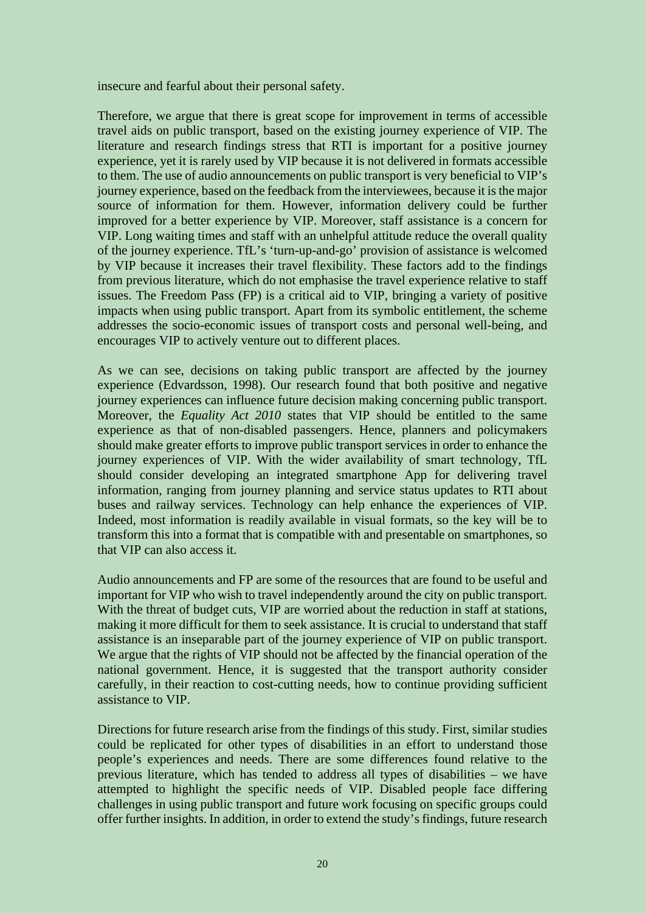insecure and fearful about their personal safety.

Therefore, we argue that there is great scope for improvement in terms of accessible travel aids on public transport, based on the existing journey experience of VIP. The literature and research findings stress that RTI is important for a positive journey experience, yet it is rarely used by VIP because it is not delivered in formats accessible to them. The use of audio announcements on public transport is very beneficial to VIP's journey experience, based on the feedback from the interviewees, because it is the major source of information for them. However, information delivery could be further improved for a better experience by VIP. Moreover, staff assistance is a concern for VIP. Long waiting times and staff with an unhelpful attitude reduce the overall quality of the journey experience. TfL's 'turn-up-and-go' provision of assistance is welcomed by VIP because it increases their travel flexibility. These factors add to the findings from previous literature, which do not emphasise the travel experience relative to staff issues. The Freedom Pass (FP) is a critical aid to VIP, bringing a variety of positive impacts when using public transport. Apart from its symbolic entitlement, the scheme addresses the socio-economic issues of transport costs and personal well-being, and encourages VIP to actively venture out to different places.

As we can see, decisions on taking public transport are affected by the journey experience (Edvardsson, 1998). Our research found that both positive and negative journey experiences can influence future decision making concerning public transport. Moreover, the *Equality Act 2010* states that VIP should be entitled to the same experience as that of non-disabled passengers. Hence, planners and policymakers should make greater efforts to improve public transport services in order to enhance the journey experiences of VIP. With the wider availability of smart technology, TfL should consider developing an integrated smartphone App for delivering travel information, ranging from journey planning and service status updates to RTI about buses and railway services. Technology can help enhance the experiences of VIP. Indeed, most information is readily available in visual formats, so the key will be to transform this into a format that is compatible with and presentable on smartphones, so that VIP can also access it.

Audio announcements and FP are some of the resources that are found to be useful and important for VIP who wish to travel independently around the city on public transport. With the threat of budget cuts, VIP are worried about the reduction in staff at stations, making it more difficult for them to seek assistance. It is crucial to understand that staff assistance is an inseparable part of the journey experience of VIP on public transport. We argue that the rights of VIP should not be affected by the financial operation of the national government. Hence, it is suggested that the transport authority consider carefully, in their reaction to cost-cutting needs, how to continue providing sufficient assistance to VIP.

Directions for future research arise from the findings of this study. First, similar studies could be replicated for other types of disabilities in an effort to understand those people's experiences and needs. There are some differences found relative to the previous literature, which has tended to address all types of disabilities – we have attempted to highlight the specific needs of VIP. Disabled people face differing challenges in using public transport and future work focusing on specific groups could offer further insights. In addition, in order to extend the study's findings, future research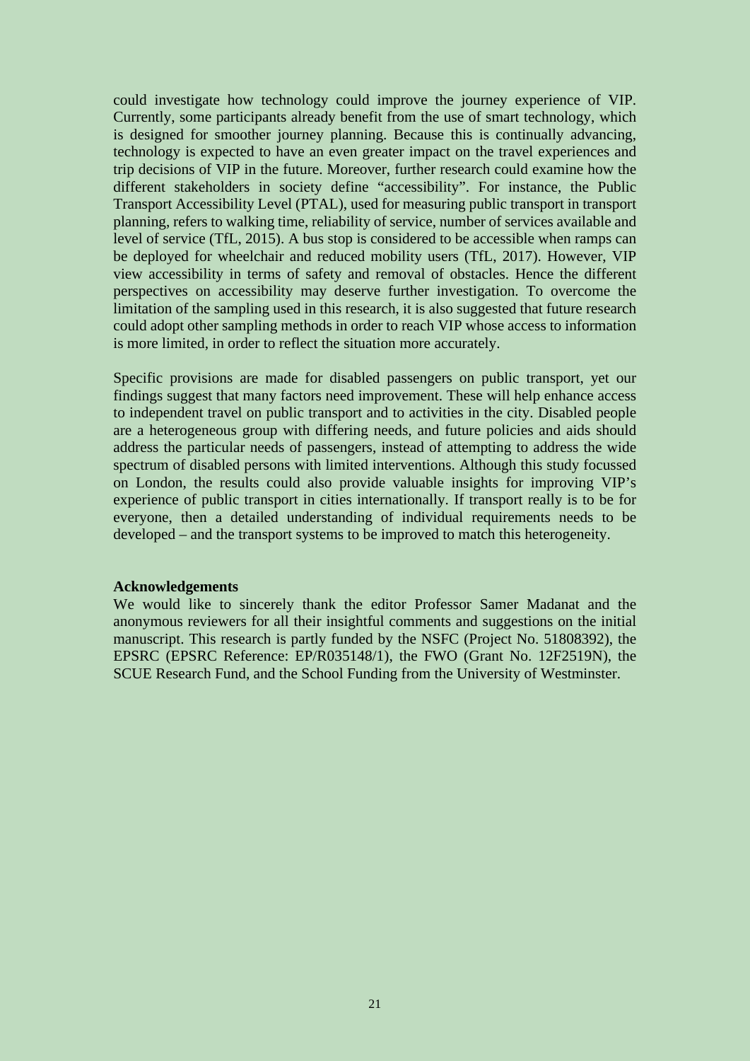could investigate how technology could improve the journey experience of VIP. Currently, some participants already benefit from the use of smart technology, which is designed for smoother journey planning. Because this is continually advancing, technology is expected to have an even greater impact on the travel experiences and trip decisions of VIP in the future. Moreover, further research could examine how the different stakeholders in society define "accessibility". For instance, the Public Transport Accessibility Level (PTAL), used for measuring public transport in transport planning, refers to walking time, reliability of service, number of services available and level of service (TfL, 2015). A bus stop is considered to be accessible when ramps can be deployed for wheelchair and reduced mobility users (TfL, 2017). However, VIP view accessibility in terms of safety and removal of obstacles. Hence the different perspectives on accessibility may deserve further investigation. To overcome the limitation of the sampling used in this research, it is also suggested that future research could adopt other sampling methods in order to reach VIP whose access to information is more limited, in order to reflect the situation more accurately.

Specific provisions are made for disabled passengers on public transport, yet our findings suggest that many factors need improvement. These will help enhance access to independent travel on public transport and to activities in the city. Disabled people are a heterogeneous group with differing needs, and future policies and aids should address the particular needs of passengers, instead of attempting to address the wide spectrum of disabled persons with limited interventions. Although this study focussed on London, the results could also provide valuable insights for improving VIP's experience of public transport in cities internationally. If transport really is to be for everyone, then a detailed understanding of individual requirements needs to be developed – and the transport systems to be improved to match this heterogeneity.

**Acknowledgements**

We would like to sincerely thank the editor Professor Samer Madanat and the anonymous reviewers for all their insightful comments and suggestions on the initial manuscript. This research is partly funded by the NSFC (Project No. 51808392), the EPSRC (EPSRC Reference: EP/R035148/1), the FWO (Grant No. 12F2519N), the SCUE Research Fund, and the School Funding from the University of Westminster.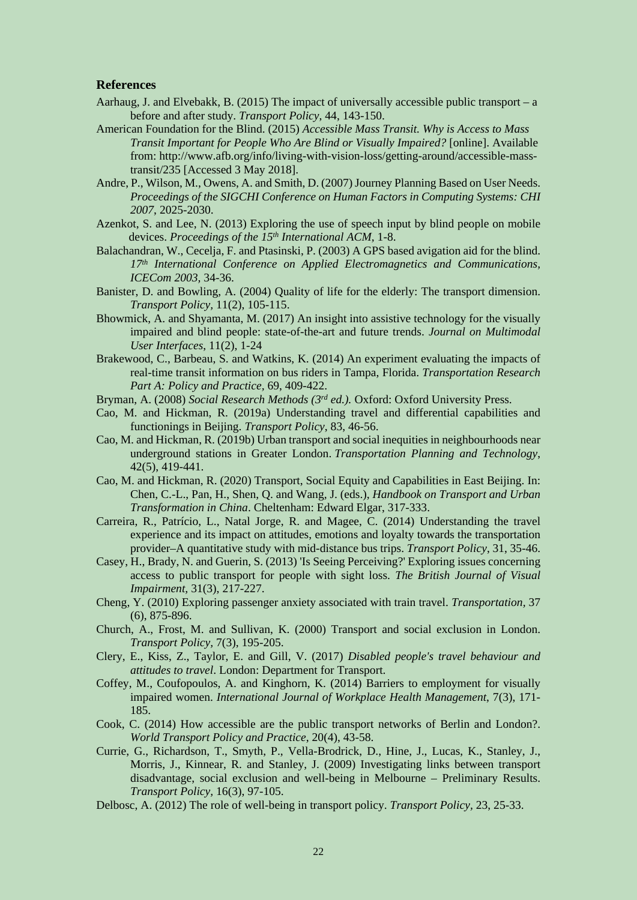## References

Aarhaug, J. and Elvebakk, B. (2015) The impact of universally accessible public transport – a before and after study. *Transport Policy*, 44, 143-150.

American Foundation for the Blind. (2015) *Accessible Mass Transit. Why is Access to Mass Transit Important for People Who Are Blind or Visually Impaired?* [online]. Available from: http://www.afb.org/info/living-with-vision-loss/getting-around/accessible-mass-transit/235 [Accessed 3 May 2018].

Andre, P., Wilson, M., Owens, A. and Smith, D. (2007) Journey Planning Based on User Needs. *Proceedings of the SIGCHI Conference on Human Factors in Computing Systems: CHI 2007*, 2025-2030.

Azenkot, S. and Lee, N. (2013) Exploring the use of speech input by blind people on mobile devices. *Proceedings of the 15th International ACM*, 1-8.

Balachandran, W., Cecelja, F. and Ptasinski, P. (2003) A GPS based avigation aid for the blind. *17th International Conference on Applied Electromagnetics and Communications, ICECom 2003*, 34-36.

Banister, D. and Bowling, A. (2004) Quality of life for the elderly: The transport dimension. *Transport Policy*, 11(2), 105-115.

Bhowmick, A. and Shyamanta, M. (2017) An insight into assistive technology for the visually impaired and blind people: state-of-the-art and future trends. *Journal on Multimodal User Interfaces*, 11(2), 1-24

Brakewood, C., Barbeau, S. and Watkins, K. (2014) An experiment evaluating the impacts of real-time transit information on bus riders in Tampa, Florida. *Transportation Research Part A: Policy and Practice*, 69, 409-422.

Bryman, A. (2008) *Social Research Methods (3rd ed.).* Oxford: Oxford University Press.

Cao, M. and Hickman, R. (2019a) Understanding travel and differential capabilities and functionings in Beijing. *Transport Policy*, 83, 46-56.

Cao, M. and Hickman, R. (2019b) Urban transport and social inequities in neighbourhoods near underground stations in Greater London. *Transportation Planning and Technology*, 42(5), 419-441.

Cao, M. and Hickman, R. (2020) Transport, Social Equity and Capabilities in East Beijing. In: Chen, C.-L., Pan, H., Shen, Q. and Wang, J. (eds.), *Handbook on Transport and Urban Transformation in China*. Cheltenham: Edward Elgar, 317-333.

Carreira, R., Patrício, L., Natal Jorge, R. and Magee, C. (2014) Understanding the travel experience and its impact on attitudes, emotions and loyalty towards the transportation provider–A quantitative study with mid-distance bus trips. *Transport Policy*, 31, 35-46.

Casey, H., Brady, N. and Guerin, S. (2013) 'Is Seeing Perceiving?' Exploring issues concerning access to public transport for people with sight loss. *The British Journal of Visual Impairment*, 31(3), 217-227.

Cheng, Y. (2010) Exploring passenger anxiety associated with train travel. *Transportation*, 37 (6), 875-896.

Church, A., Frost, M. and Sullivan, K. (2000) Transport and social exclusion in London. *Transport Policy*, 7(3), 195-205.

Clery, E., Kiss, Z., Taylor, E. and Gill, V. (2017) *Disabled people's travel behaviour and attitudes to travel*. London: Department for Transport.

Coffey, M., Coufopoulos, A. and Kinghorn, K. (2014) Barriers to employment for visually impaired women. *International Journal of Workplace Health Management*, 7(3), 171-185.

Cook, C. (2014) How accessible are the public transport networks of Berlin and London?. *World Transport Policy and Practice*, 20(4), 43-58.

Currie, G., Richardson, T., Smyth, P., Vella-Brodrick, D., Hine, J., Lucas, K., Stanley, J., Morris, J., Kinnear, R. and Stanley, J. (2009) Investigating links between transport disadvantage, social exclusion and well-being in Melbourne – Preliminary Results. *Transport Policy*, 16(3), 97-105.

Delbosc, A. (2012) The role of well-being in transport policy. *Transport Policy*, 23, 25-33.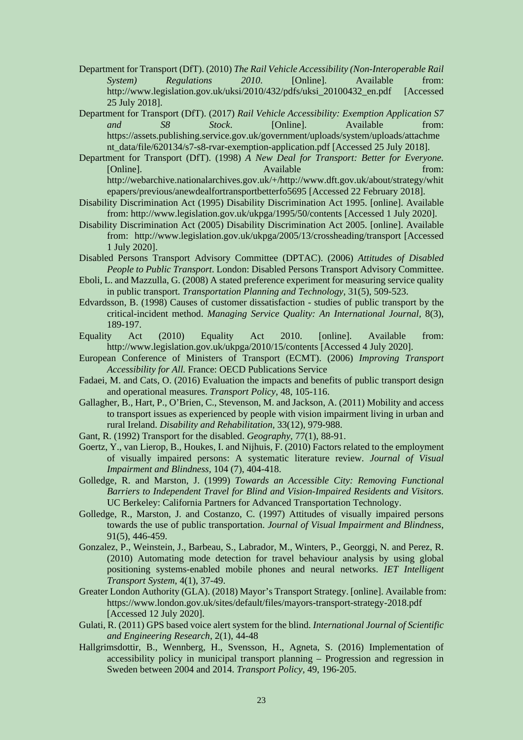Department for Transport (DfT). (2010) *The Rail Vehicle Accessibility (Non-Interoperable Rail System) Regulations 2010*. [Online]. Available from: http://www.legislation.gov.uk/uksi/2010/432/pdfs/uksi_20100432_en.pdf [Accessed 25 July 2018].

Department for Transport (DfT). (2017) *Rail Vehicle Accessibility: Exemption Application S7 and S8 Stock*. [Online]. Available from: https://assets.publishing.service.gov.uk/government/uploads/system/uploads/attachment_data/file/620134/s7-s8-rvar-exemption-application.pdf [Accessed 25 July 2018].

Department for Transport (DfT). (1998) *A New Deal for Transport: Better for Everyone.* [Online]. Available from: http://webarchive.nationalarchives.gov.uk/+/http://www.dft.gov.uk/about/strategy/whitepapers/previous/anewdealfortransportbetterfo5695 [Accessed 22 February 2018].

Disability Discrimination Act (1995) Disability Discrimination Act 1995. [online]. Available from: http://www.legislation.gov.uk/ukpga/1995/50/contents [Accessed 1 July 2020].

Disability Discrimination Act (2005) Disability Discrimination Act 2005. [online]. Available from: http://www.legislation.gov.uk/ukpga/2005/13/crossheading/transport [Accessed 1 July 2020].

Disabled Persons Transport Advisory Committee (DPTAC). (2006) *Attitudes of Disabled People to Public Transport*. London: Disabled Persons Transport Advisory Committee.

Eboli, L. and Mazzulla, G. (2008) A stated preference experiment for measuring service quality in public transport. *Transportation Planning and Technology*, 31(5), 509-523.

Edvardsson, B. (1998) Causes of customer dissatisfaction - studies of public transport by the critical-incident method. *Managing Service Quality: An International Journal*, 8(3), 189-197.

Equality Act (2010) Equality Act 2010. [online]. Available from: http://www.legislation.gov.uk/ukpga/2010/15/contents [Accessed 4 July 2020].

European Conference of Ministers of Transport (ECMT). (2006) *Improving Transport Accessibility for All.* France: OECD Publications Service

Fadaei, M. and Cats, O. (2016) Evaluation the impacts and benefits of public transport design and operational measures. *Transport Policy*, 48, 105-116.

Gallagher, B., Hart, P., O'Brien, C., Stevenson, M. and Jackson, A. (2011) Mobility and access to transport issues as experienced by people with vision impairment living in urban and rural Ireland. *Disability and Rehabilitation,* 33(12), 979-988.

Gant, R. (1992) Transport for the disabled. *Geography,* 77(1), 88-91.

Goertz, Y., van Lierop, B., Houkes, I. and Nijhuis, F. (2010) Factors related to the employment of visually impaired persons: A systematic literature review. *Journal of Visual Impairment and Blindness,* 104 (7), 404-418.

Golledge, R. and Marston, J. (1999) *Towards an Accessible City: Removing Functional Barriers to Independent Travel for Blind and Vision-Impaired Residents and Visitors.* UC Berkeley: California Partners for Advanced Transportation Technology.

Golledge, R., Marston, J. and Costanzo, C. (1997) Attitudes of visually impaired persons towards the use of public transportation. *Journal of Visual Impairment and Blindness,* 91(5), 446-459.

Gonzalez, P., Weinstein, J., Barbeau, S., Labrador, M., Winters, P., Georggi, N. and Perez, R. (2010) Automating mode detection for travel behaviour analysis by using global positioning systems-enabled mobile phones and neural networks. *IET Intelligent Transport System,* 4(1), 37-49.

Greater London Authority (GLA). (2018) Mayor's Transport Strategy. [online]. Available from: https://www.london.gov.uk/sites/default/files/mayors-transport-strategy-2018.pdf [Accessed 12 July 2020].

Gulati, R. (2011) GPS based voice alert system for the blind. *International Journal of Scientific and Engineering Research,* 2(1), 44-48

Hallgrimsdottir, B., Wennberg, H., Svensson, H., Agneta, S. (2016) Implementation of accessibility policy in municipal transport planning – Progression and regression in Sweden between 2004 and 2014. *Transport Policy,* 49, 196-205.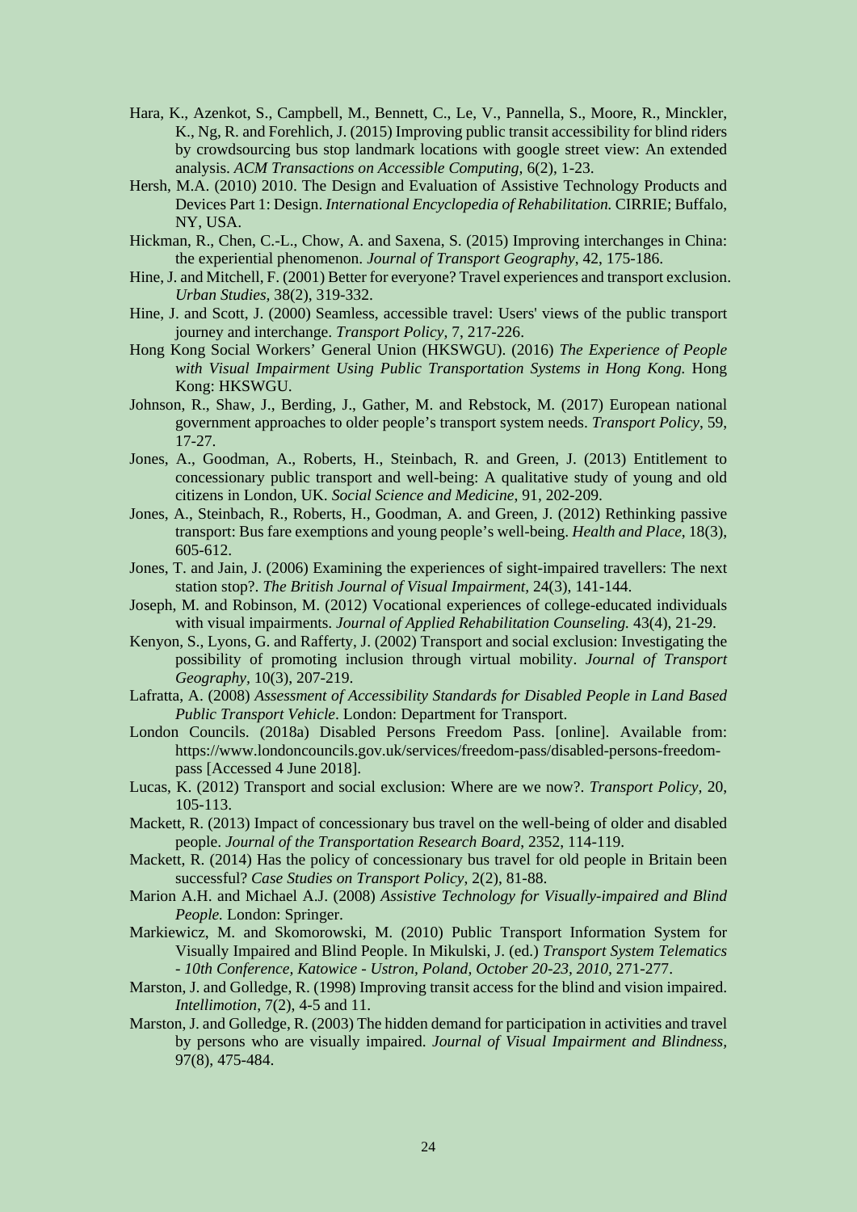Hara, K., Azenkot, S., Campbell, M., Bennett, C., Le, V., Pannella, S., Moore, R., Minckler, K., Ng, R. and Forehlich, J. (2015) Improving public transit accessibility for blind riders by crowdsourcing bus stop landmark locations with google street view: An extended analysis. *ACM Transactions on Accessible Computing,* 6(2), 1-23.

Hersh, M.A. (2010) 2010. The Design and Evaluation of Assistive Technology Products and Devices Part 1: Design. *International Encyclopedia of Rehabilitation.* CIRRIE; Buffalo, NY, USA.

Hickman, R., Chen, C.-L., Chow, A. and Saxena, S. (2015) Improving interchanges in China: the experiential phenomenon. *Journal of Transport Geography*, 42, 175-186.

Hine, J. and Mitchell, F. (2001) Better for everyone? Travel experiences and transport exclusion. *Urban Studies,* 38(2), 319-332.

Hine, J. and Scott, J. (2000) Seamless, accessible travel: Users' views of the public transport journey and interchange. *Transport Policy,* 7, 217-226.

Hong Kong Social Workers' General Union (HKSWGU). (2016) *The Experience of People with Visual Impairment Using Public Transportation Systems in Hong Kong.* Hong Kong: HKSWGU.

Johnson, R., Shaw, J., Berding, J., Gather, M. and Rebstock, M. (2017) European national government approaches to older people's transport system needs. *Transport Policy,* 59, 17-27.

Jones, A., Goodman, A., Roberts, H., Steinbach, R. and Green, J. (2013) Entitlement to concessionary public transport and well-being: A qualitative study of young and old citizens in London, UK. *Social Science and Medicine,* 91, 202-209.

Jones, A., Steinbach, R., Roberts, H., Goodman, A. and Green, J. (2012) Rethinking passive transport: Bus fare exemptions and young people's well-being. *Health and Place,* 18(3), 605-612.

Jones, T. and Jain, J. (2006) Examining the experiences of sight-impaired travellers: The next station stop?. *The British Journal of Visual Impairment,* 24(3), 141-144.

Joseph, M. and Robinson, M. (2012) Vocational experiences of college-educated individuals with visual impairments. *Journal of Applied Rehabilitation Counseling.* 43(4), 21-29.

Kenyon, S., Lyons, G. and Rafferty, J. (2002) Transport and social exclusion: Investigating the possibility of promoting inclusion through virtual mobility. *Journal of Transport Geography,* 10(3), 207-219.

Lafratta, A. (2008) *Assessment of Accessibility Standards for Disabled People in Land Based Public Transport Vehicle*. London: Department for Transport.

London Councils. (2018a) Disabled Persons Freedom Pass. [online]. Available from: https://www.londoncouncils.gov.uk/services/freedom-pass/disabled-persons-freedom-pass [Accessed 4 June 2018].

Lucas, K. (2012) Transport and social exclusion: Where are we now?. *Transport Policy,* 20, 105-113.

Mackett, R. (2013) Impact of concessionary bus travel on the well-being of older and disabled people. *Journal of the Transportation Research Board,* 2352, 114-119.

Mackett, R. (2014) Has the policy of concessionary bus travel for old people in Britain been successful? *Case Studies on Transport Policy,* 2(2), 81-88.

Marion A.H. and Michael A.J. (2008) *Assistive Technology for Visually-impaired and Blind People.* London: Springer.

Markiewicz, M. and Skomorowski, M. (2010) Public Transport Information System for Visually Impaired and Blind People. In Mikulski, J. (ed.) *Transport System Telematics - 10th Conference, Katowice - Ustron, Poland, October 20-23, 2010,* 271-277.

Marston, J. and Golledge, R. (1998) Improving transit access for the blind and vision impaired. *Intellimotion*, 7(2), 4-5 and 11.

Marston, J. and Golledge, R. (2003) The hidden demand for participation in activities and travel by persons who are visually impaired. *Journal of Visual Impairment and Blindness,* 97(8), 475-484.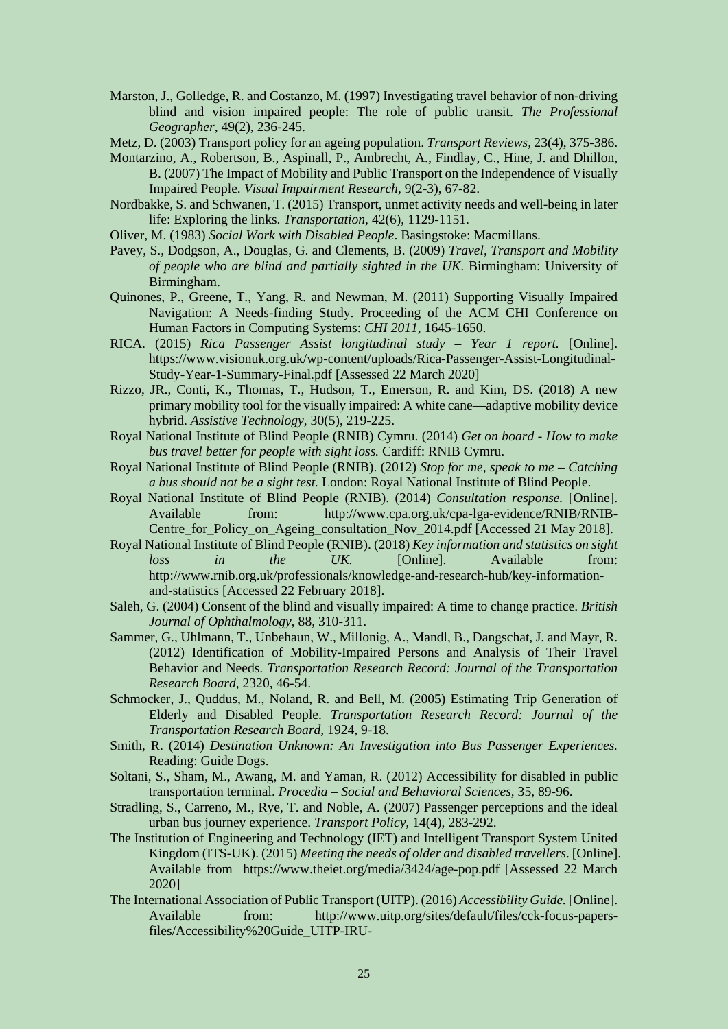Marston, J., Golledge, R. and Costanzo, M. (1997) Investigating travel behavior of non-driving blind and vision impaired people: The role of public transit. *The Professional Geographer*, 49(2), 236-245.

Metz, D. (2003) Transport policy for an ageing population. *Transport Reviews*, 23(4), 375-386.

Montarzino, A., Robertson, B., Aspinall, P., Ambrecht, A., Findlay, C., Hine, J. and Dhillon, B. (2007) The Impact of Mobility and Public Transport on the Independence of Visually Impaired People. *Visual Impairment Research*, 9(2-3), 67-82.

Nordbakke, S. and Schwanen, T. (2015) Transport, unmet activity needs and well-being in later life: Exploring the links. *Transportation*, 42(6), 1129-1151.

Oliver, M. (1983) *Social Work with Disabled People*. Basingstoke: Macmillans.

Pavey, S., Dodgson, A., Douglas, G. and Clements, B. (2009) *Travel, Transport and Mobility of people who are blind and partially sighted in the UK*. Birmingham: University of Birmingham.

Quinones, P., Greene, T., Yang, R. and Newman, M. (2011) Supporting Visually Impaired Navigation: A Needs-finding Study. Proceeding of the ACM CHI Conference on Human Factors in Computing Systems: *CHI 2011*, 1645-1650.

RICA. (2015) *Rica Passenger Assist longitudinal study – Year 1 report.* [Online]. https://www.visionuk.org.uk/wp-content/uploads/Rica-Passenger-Assist-Longitudinal-Study-Year-1-Summary-Final.pdf [Assessed 22 March 2020]

Rizzo, JR., Conti, K., Thomas, T., Hudson, T., Emerson, R. and Kim, DS. (2018) A new primary mobility tool for the visually impaired: A white cane—adaptive mobility device hybrid. *Assistive Technology*, 30(5), 219-225.

Royal National Institute of Blind People (RNIB) Cymru. (2014) *Get on board - How to make bus travel better for people with sight loss.* Cardiff: RNIB Cymru.

Royal National Institute of Blind People (RNIB). (2012) *Stop for me, speak to me – Catching a bus should not be a sight test.* London: Royal National Institute of Blind People.

Royal National Institute of Blind People (RNIB). (2014) *Consultation response.* [Online]. Available from: http://www.cpa.org.uk/cpa-lga-evidence/RNIB/RNIB-Centre_for_Policy_on_Ageing_consultation_Nov_2014.pdf [Accessed 21 May 2018].

Royal National Institute of Blind People (RNIB). (2018) *Key information and statistics on sight loss in the UK.* [Online]. Available from: http://www.rnib.org.uk/professionals/knowledge-and-research-hub/key-information-and-statistics [Accessed 22 February 2018].

Saleh, G. (2004) Consent of the blind and visually impaired: A time to change practice. *British Journal of Ophthalmology*, 88, 310-311.

Sammer, G., Uhlmann, T., Unbehaun, W., Millonig, A., Mandl, B., Dangschat, J. and Mayr, R. (2012) Identification of Mobility-Impaired Persons and Analysis of Their Travel Behavior and Needs. *Transportation Research Record: Journal of the Transportation Research Board*, 2320, 46-54.

Schmocker, J., Quddus, M., Noland, R. and Bell, M. (2005) Estimating Trip Generation of Elderly and Disabled People. *Transportation Research Record: Journal of the Transportation Research Board*, 1924, 9-18.

Smith, R. (2014) *Destination Unknown: An Investigation into Bus Passenger Experiences.* Reading: Guide Dogs.

Soltani, S., Sham, M., Awang, M. and Yaman, R. (2012) Accessibility for disabled in public transportation terminal. *Procedia – Social and Behavioral Sciences*, 35, 89-96.

Stradling, S., Carreno, M., Rye, T. and Noble, A. (2007) Passenger perceptions and the ideal urban bus journey experience. *Transport Policy*, 14(4), 283-292.

The Institution of Engineering and Technology (IET) and Intelligent Transport System United Kingdom (ITS-UK). (2015) *Meeting the needs of older and disabled travellers*. [Online]. Available from https://www.theiet.org/media/3424/age-pop.pdf [Assessed 22 March 2020]

The International Association of Public Transport (UITP). (2016) *Accessibility Guide.* [Online]. Available from: http://www.uitp.org/sites/default/files/cck-focus-papers-files/Accessibility%20Guide_UITP-IRU-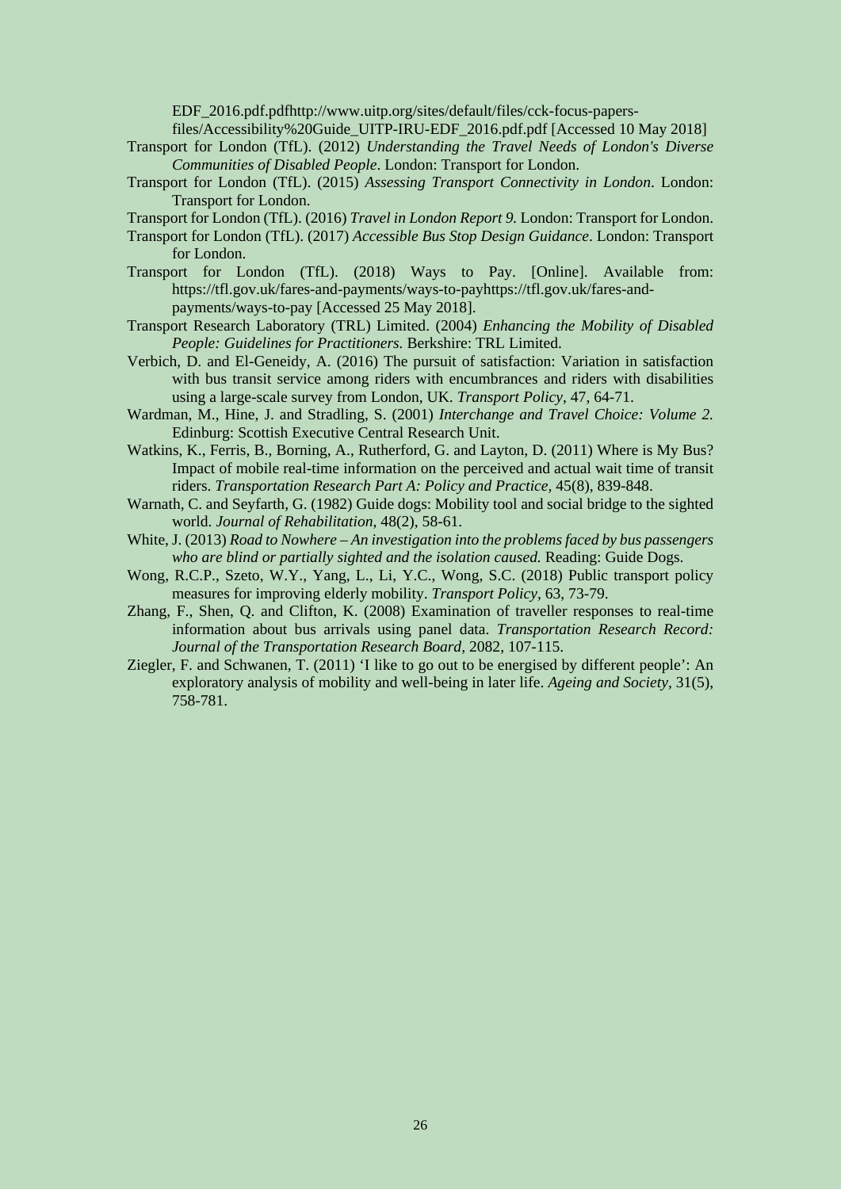EDF_2016.pdf.pdfhttp://www.uitp.org/sites/default/files/cck-focus-papers-files/Accessibility%20Guide_UITP-IRU-EDF_2016.pdf.pdf [Accessed 10 May 2018]

Transport for London (TfL). (2012) *Understanding the Travel Needs of London's Diverse Communities of Disabled People*. London: Transport for London.

Transport for London (TfL). (2015) *Assessing Transport Connectivity in London*. London: Transport for London.

Transport for London (TfL). (2016) *Travel in London Report 9.* London: Transport for London.

Transport for London (TfL). (2017) *Accessible Bus Stop Design Guidance*. London: Transport for London.

Transport for London (TfL). (2018) Ways to Pay. [Online]. Available from: https://tfl.gov.uk/fares-and-payments/ways-to-payhttps://tfl.gov.uk/fares-and-payments/ways-to-pay [Accessed 25 May 2018].

Transport Research Laboratory (TRL) Limited. (2004) *Enhancing the Mobility of Disabled People: Guidelines for Practitioners.* Berkshire: TRL Limited.

Verbich, D. and El-Geneidy, A. (2016) The pursuit of satisfaction: Variation in satisfaction with bus transit service among riders with encumbrances and riders with disabilities using a large-scale survey from London, UK. *Transport Policy*, 47, 64-71.

Wardman, M., Hine, J. and Stradling, S. (2001) *Interchange and Travel Choice: Volume 2.* Edinburg: Scottish Executive Central Research Unit.

Watkins, K., Ferris, B., Borning, A., Rutherford, G. and Layton, D. (2011) Where is My Bus? Impact of mobile real-time information on the perceived and actual wait time of transit riders. *Transportation Research Part A: Policy and Practice,* 45(8), 839-848.

Warnath, C. and Seyfarth, G. (1982) Guide dogs: Mobility tool and social bridge to the sighted world. *Journal of Rehabilitation*, 48(2), 58-61.

White, J. (2013) *Road to Nowhere – An investigation into the problems faced by bus passengers who are blind or partially sighted and the isolation caused.* Reading: Guide Dogs.

Wong, R.C.P., Szeto, W.Y., Yang, L., Li, Y.C., Wong, S.C. (2018) Public transport policy measures for improving elderly mobility. *Transport Policy,* 63, 73-79.

Zhang, F., Shen, Q. and Clifton, K. (2008) Examination of traveller responses to real-time information about bus arrivals using panel data. *Transportation Research Record: Journal of the Transportation Research Board,* 2082, 107-115.

Ziegler, F. and Schwanen, T. (2011) 'I like to go out to be energised by different people': An exploratory analysis of mobility and well-being in later life. *Ageing and Society,* 31(5), 758-781.